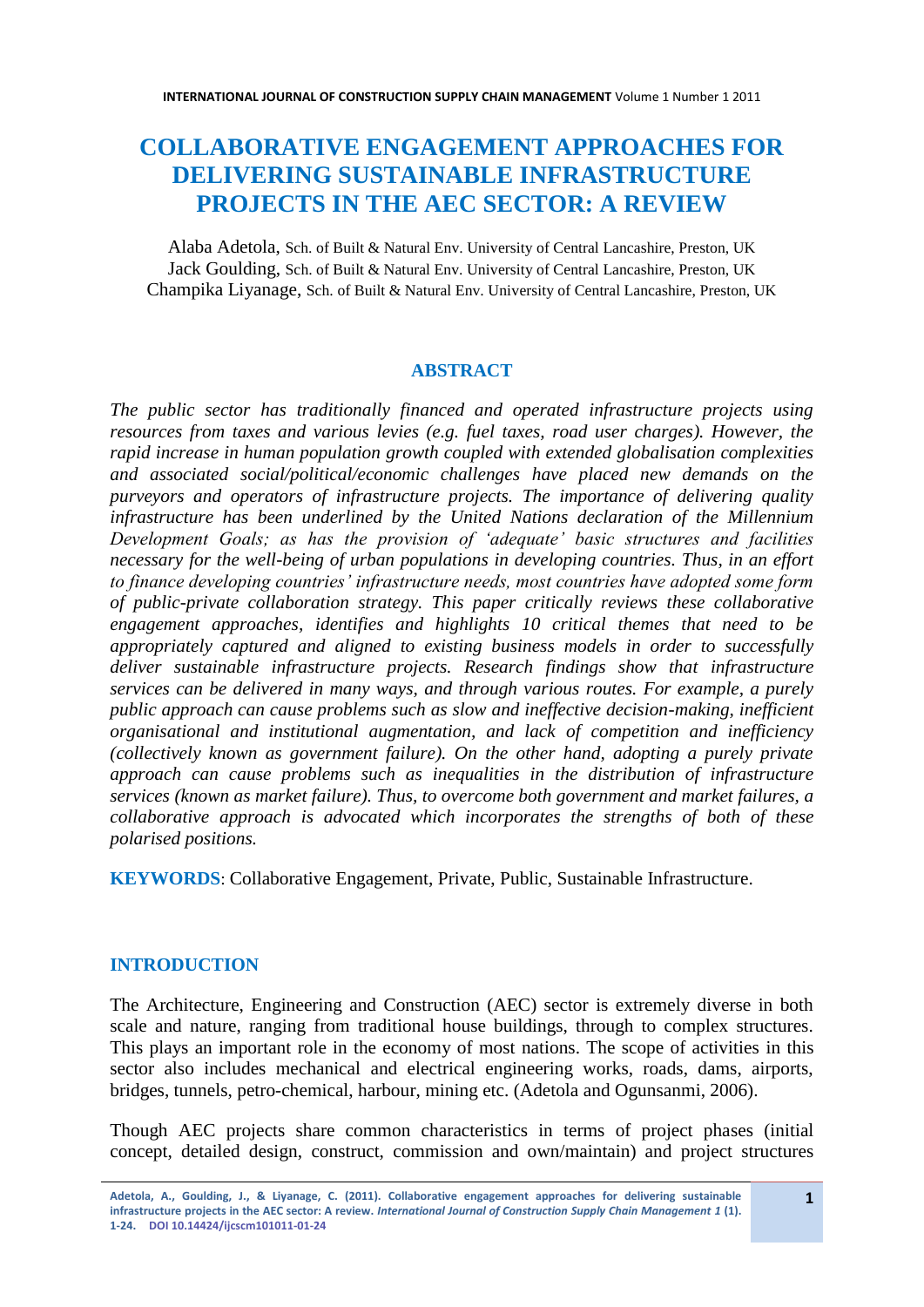# COLLABORATIVE ENGAGEMENT APPROACHES FOR DELIVERING SUSTAINABLE INFRASTRUCTURE PROJECTS IN THE AEC SECTOR: A REVIEW

Alaba Adetola, Sch. of Built & Natural Env. University of Central Lancashire, Preston, UK
Jack Goulding, Sch. of Built & Natural Env. University of Central Lancashire, Preston, UK
Champika Liyanage, Sch. of Built & Natural Env. University of Central Lancashire, Preston, UK

## ABSTRACT

*The public sector has traditionally financed and operated infrastructure projects using resources from taxes and various levies (e.g. fuel taxes, road user charges). However, the rapid increase in human population growth coupled with extended globalisation complexities and associated social/political/economic challenges have placed new demands on the purveyors and operators of infrastructure projects. The importance of delivering quality infrastructure has been underlined by the United Nations declaration of the Millennium Development Goals; as has the provision of 'adequate' basic structures and facilities necessary for the well-being of urban populations in developing countries. Thus, in an effort to finance developing countries' infrastructure needs, most countries have adopted some form of public-private collaboration strategy. This paper critically reviews these collaborative engagement approaches, identifies and highlights 10 critical themes that need to be appropriately captured and aligned to existing business models in order to successfully deliver sustainable infrastructure projects. Research findings show that infrastructure services can be delivered in many ways, and through various routes. For example, a purely public approach can cause problems such as slow and ineffective decision-making, inefficient organisational and institutional augmentation, and lack of competition and inefficiency (collectively known as government failure). On the other hand, adopting a purely private approach can cause problems such as inequalities in the distribution of infrastructure services (known as market failure). Thus, to overcome both government and market failures, a collaborative approach is advocated which incorporates the strengths of both of these polarised positions.*

**KEYWORDS**: Collaborative Engagement, Private, Public, Sustainable Infrastructure.

## INTRODUCTION

The Architecture, Engineering and Construction (AEC) sector is extremely diverse in both scale and nature, ranging from traditional house buildings, through to complex structures. This plays an important role in the economy of most nations. The scope of activities in this sector also includes mechanical and electrical engineering works, roads, dams, airports, bridges, tunnels, petro-chemical, harbour, mining etc. (Adetola and Ogunsanmi, 2006).

Though AEC projects share common characteristics in terms of project phases (initial concept, detailed design, construct, commission and own/maintain) and project structures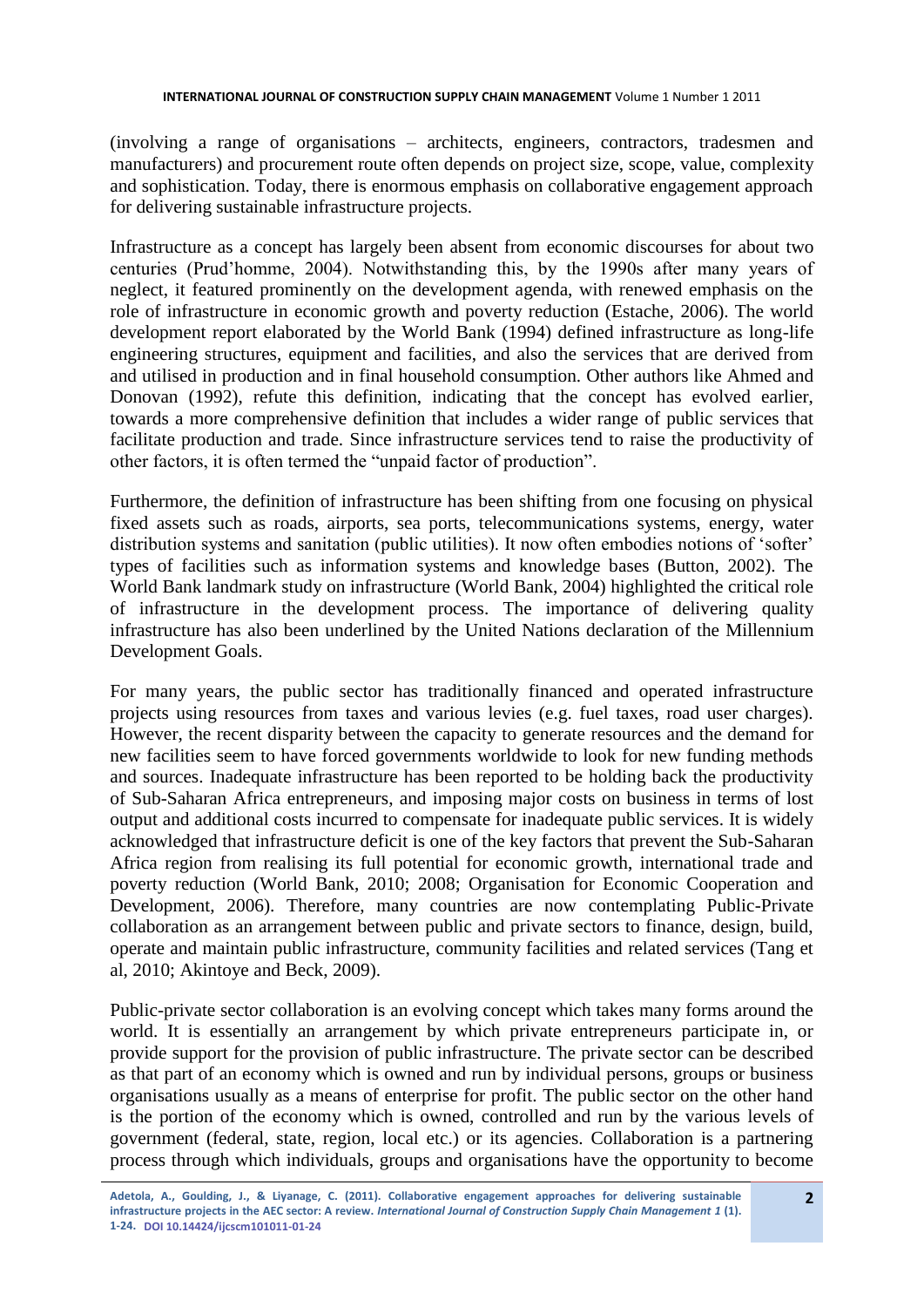(involving a range of organisations – architects, engineers, contractors, tradesmen and manufacturers) and procurement route often depends on project size, scope, value, complexity and sophistication. Today, there is enormous emphasis on collaborative engagement approach for delivering sustainable infrastructure projects.

Infrastructure as a concept has largely been absent from economic discourses for about two centuries (Prud'homme, 2004). Notwithstanding this, by the 1990s after many years of neglect, it featured prominently on the development agenda, with renewed emphasis on the role of infrastructure in economic growth and poverty reduction (Estache, 2006). The world development report elaborated by the World Bank (1994) defined infrastructure as long-life engineering structures, equipment and facilities, and also the services that are derived from and utilised in production and in final household consumption. Other authors like Ahmed and Donovan (1992), refute this definition, indicating that the concept has evolved earlier, towards a more comprehensive definition that includes a wider range of public services that facilitate production and trade. Since infrastructure services tend to raise the productivity of other factors, it is often termed the "unpaid factor of production".

Furthermore, the definition of infrastructure has been shifting from one focusing on physical fixed assets such as roads, airports, sea ports, telecommunications systems, energy, water distribution systems and sanitation (public utilities). It now often embodies notions of 'softer' types of facilities such as information systems and knowledge bases (Button, 2002). The World Bank landmark study on infrastructure (World Bank, 2004) highlighted the critical role of infrastructure in the development process. The importance of delivering quality infrastructure has also been underlined by the United Nations declaration of the Millennium Development Goals.

For many years, the public sector has traditionally financed and operated infrastructure projects using resources from taxes and various levies (e.g. fuel taxes, road user charges). However, the recent disparity between the capacity to generate resources and the demand for new facilities seem to have forced governments worldwide to look for new funding methods and sources. Inadequate infrastructure has been reported to be holding back the productivity of Sub-Saharan Africa entrepreneurs, and imposing major costs on business in terms of lost output and additional costs incurred to compensate for inadequate public services. It is widely acknowledged that infrastructure deficit is one of the key factors that prevent the Sub-Saharan Africa region from realising its full potential for economic growth, international trade and poverty reduction (World Bank, 2010; 2008; Organisation for Economic Cooperation and Development, 2006). Therefore, many countries are now contemplating Public-Private collaboration as an arrangement between public and private sectors to finance, design, build, operate and maintain public infrastructure, community facilities and related services (Tang et al, 2010; Akintoye and Beck, 2009).

Public-private sector collaboration is an evolving concept which takes many forms around the world. It is essentially an arrangement by which private entrepreneurs participate in, or provide support for the provision of public infrastructure. The private sector can be described as that part of an economy which is owned and run by individual persons, groups or business organisations usually as a means of enterprise for profit. The public sector on the other hand is the portion of the economy which is owned, controlled and run by the various levels of government (federal, state, region, local etc.) or its agencies. Collaboration is a partnering process through which individuals, groups and organisations have the opportunity to become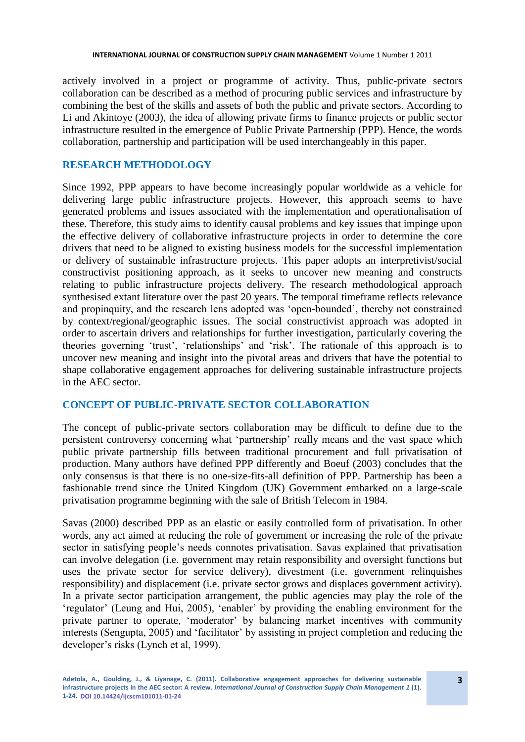actively involved in a project or programme of activity. Thus, public-private sectors collaboration can be described as a method of procuring public services and infrastructure by combining the best of the skills and assets of both the public and private sectors. According to Li and Akintoye (2003), the idea of allowing private firms to finance projects or public sector infrastructure resulted in the emergence of Public Private Partnership (PPP). Hence, the words collaboration, partnership and participation will be used interchangeably in this paper.

## RESEARCH METHODOLOGY

Since 1992, PPP appears to have become increasingly popular worldwide as a vehicle for delivering large public infrastructure projects. However, this approach seems to have generated problems and issues associated with the implementation and operationalisation of these. Therefore, this study aims to identify causal problems and key issues that impinge upon the effective delivery of collaborative infrastructure projects in order to determine the core drivers that need to be aligned to existing business models for the successful implementation or delivery of sustainable infrastructure projects. This paper adopts an interpretivist/social constructivist positioning approach, as it seeks to uncover new meaning and constructs relating to public infrastructure projects delivery. The research methodological approach synthesised extant literature over the past 20 years. The temporal timeframe reflects relevance and propinquity, and the research lens adopted was 'open-bounded', thereby not constrained by context/regional/geographic issues. The social constructivist approach was adopted in order to ascertain drivers and relationships for further investigation, particularly covering the theories governing 'trust', 'relationships' and 'risk'. The rationale of this approach is to uncover new meaning and insight into the pivotal areas and drivers that have the potential to shape collaborative engagement approaches for delivering sustainable infrastructure projects in the AEC sector.

## CONCEPT OF PUBLIC-PRIVATE SECTOR COLLABORATION

The concept of public-private sectors collaboration may be difficult to define due to the persistent controversy concerning what 'partnership' really means and the vast space which public private partnership fills between traditional procurement and full privatisation of production. Many authors have defined PPP differently and Boeuf (2003) concludes that the only consensus is that there is no one-size-fits-all definition of PPP. Partnership has been a fashionable trend since the United Kingdom (UK) Government embarked on a large-scale privatisation programme beginning with the sale of British Telecom in 1984.

Savas (2000) described PPP as an elastic or easily controlled form of privatisation. In other words, any act aimed at reducing the role of government or increasing the role of the private sector in satisfying people's needs connotes privatisation. Savas explained that privatisation can involve delegation (i.e. government may retain responsibility and oversight functions but uses the private sector for service delivery), divestment (i.e. government relinquishes responsibility) and displacement (i.e. private sector grows and displaces government activity). In a private sector participation arrangement, the public agencies may play the role of the 'regulator' (Leung and Hui, 2005), 'enabler' by providing the enabling environment for the private partner to operate, 'moderator' by balancing market incentives with community interests (Sengupta, 2005) and 'facilitator' by assisting in project completion and reducing the developer's risks (Lynch et al, 1999).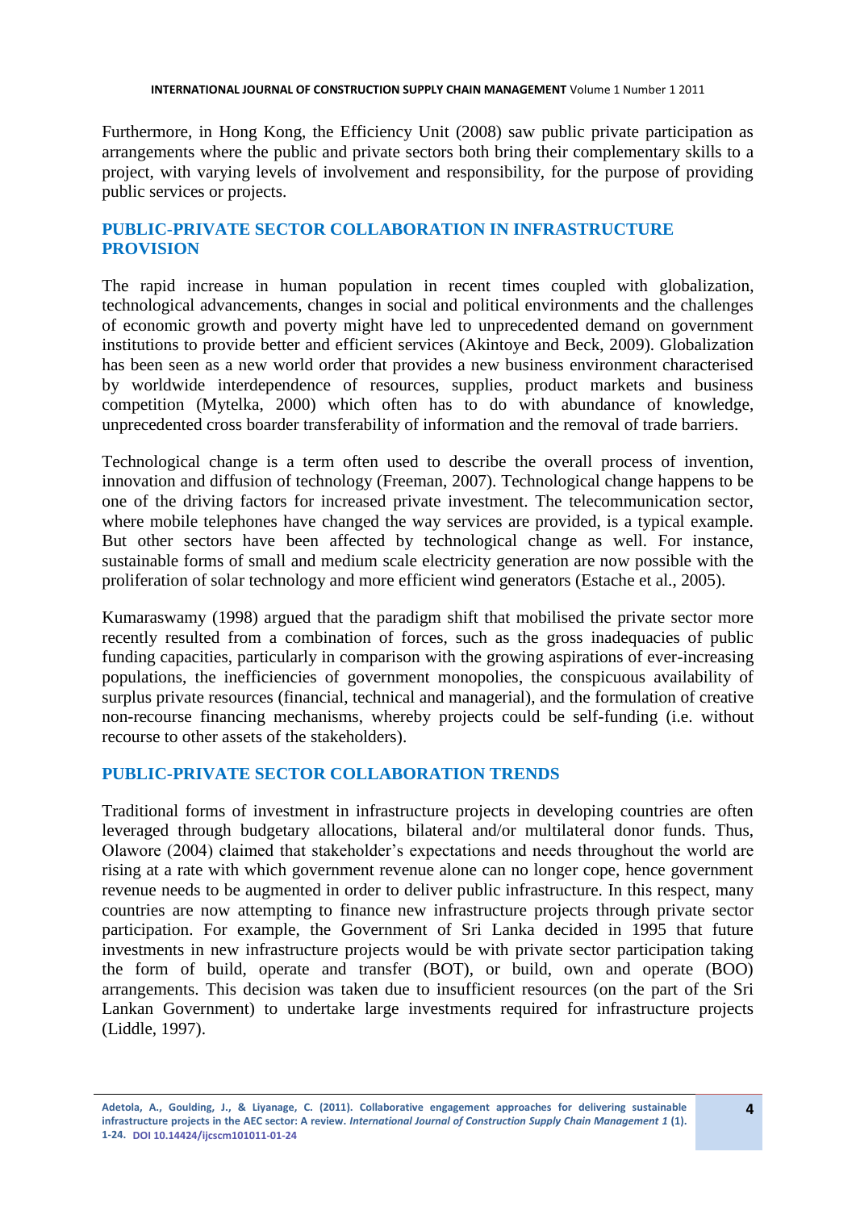Furthermore, in Hong Kong, the Efficiency Unit (2008) saw public private participation as arrangements where the public and private sectors both bring their complementary skills to a project, with varying levels of involvement and responsibility, for the purpose of providing public services or projects.

## PUBLIC-PRIVATE SECTOR COLLABORATION IN INFRASTRUCTURE PROVISION

The rapid increase in human population in recent times coupled with globalization, technological advancements, changes in social and political environments and the challenges of economic growth and poverty might have led to unprecedented demand on government institutions to provide better and efficient services (Akintoye and Beck, 2009). Globalization has been seen as a new world order that provides a new business environment characterised by worldwide interdependence of resources, supplies, product markets and business competition (Mytelka, 2000) which often has to do with abundance of knowledge, unprecedented cross boarder transferability of information and the removal of trade barriers.

Technological change is a term often used to describe the overall process of invention, innovation and diffusion of technology (Freeman, 2007). Technological change happens to be one of the driving factors for increased private investment. The telecommunication sector, where mobile telephones have changed the way services are provided, is a typical example. But other sectors have been affected by technological change as well. For instance, sustainable forms of small and medium scale electricity generation are now possible with the proliferation of solar technology and more efficient wind generators (Estache et al., 2005).

Kumaraswamy (1998) argued that the paradigm shift that mobilised the private sector more recently resulted from a combination of forces, such as the gross inadequacies of public funding capacities, particularly in comparison with the growing aspirations of ever-increasing populations, the inefficiencies of government monopolies, the conspicuous availability of surplus private resources (financial, technical and managerial), and the formulation of creative non-recourse financing mechanisms, whereby projects could be self-funding (i.e. without recourse to other assets of the stakeholders).

## PUBLIC-PRIVATE SECTOR COLLABORATION TRENDS

Traditional forms of investment in infrastructure projects in developing countries are often leveraged through budgetary allocations, bilateral and/or multilateral donor funds. Thus, Olawore (2004) claimed that stakeholder's expectations and needs throughout the world are rising at a rate with which government revenue alone can no longer cope, hence government revenue needs to be augmented in order to deliver public infrastructure. In this respect, many countries are now attempting to finance new infrastructure projects through private sector participation. For example, the Government of Sri Lanka decided in 1995 that future investments in new infrastructure projects would be with private sector participation taking the form of build, operate and transfer (BOT), or build, own and operate (BOO) arrangements. This decision was taken due to insufficient resources (on the part of the Sri Lankan Government) to undertake large investments required for infrastructure projects (Liddle, 1997).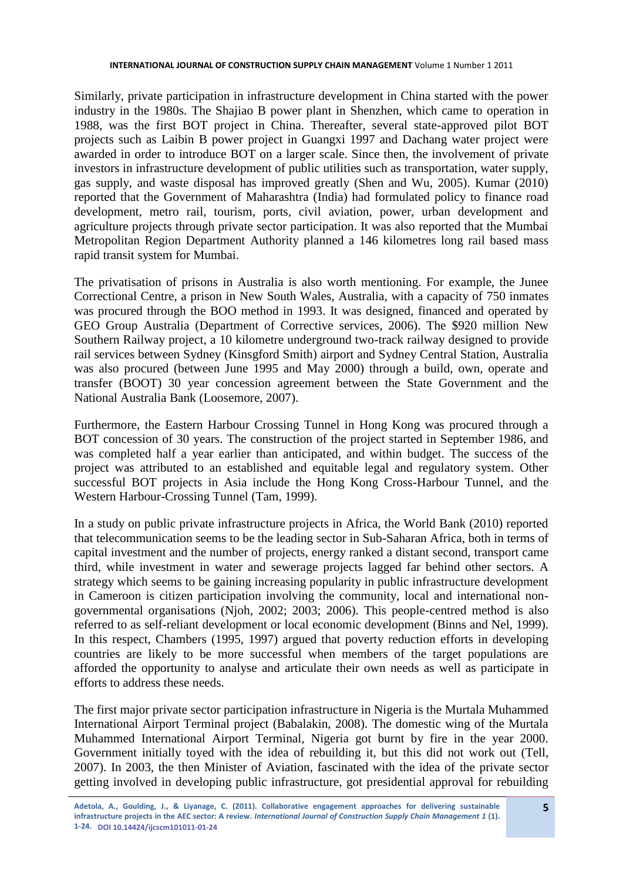Similarly, private participation in infrastructure development in China started with the power industry in the 1980s. The Shajiao B power plant in Shenzhen, which came to operation in 1988, was the first BOT project in China. Thereafter, several state-approved pilot BOT projects such as Laibin B power project in Guangxi 1997 and Dachang water project were awarded in order to introduce BOT on a larger scale. Since then, the involvement of private investors in infrastructure development of public utilities such as transportation, water supply, gas supply, and waste disposal has improved greatly (Shen and Wu, 2005). Kumar (2010) reported that the Government of Maharashtra (India) had formulated policy to finance road development, metro rail, tourism, ports, civil aviation, power, urban development and agriculture projects through private sector participation. It was also reported that the Mumbai Metropolitan Region Department Authority planned a 146 kilometres long rail based mass rapid transit system for Mumbai.

The privatisation of prisons in Australia is also worth mentioning. For example, the Junee Correctional Centre, a prison in New South Wales, Australia, with a capacity of 750 inmates was procured through the BOO method in 1993. It was designed, financed and operated by GEO Group Australia (Department of Corrective services, 2006). The $920 million New Southern Railway project, a 10 kilometre underground two-track railway designed to provide rail services between Sydney (Kinsgford Smith) airport and Sydney Central Station, Australia was also procured (between June 1995 and May 2000) through a build, own, operate and transfer (BOOT) 30 year concession agreement between the State Government and the National Australia Bank (Loosemore, 2007).

Furthermore, the Eastern Harbour Crossing Tunnel in Hong Kong was procured through a BOT concession of 30 years. The construction of the project started in September 1986, and was completed half a year earlier than anticipated, and within budget. The success of the project was attributed to an established and equitable legal and regulatory system. Other successful BOT projects in Asia include the Hong Kong Cross-Harbour Tunnel, and the Western Harbour-Crossing Tunnel (Tam, 1999).

In a study on public private infrastructure projects in Africa, the World Bank (2010) reported that telecommunication seems to be the leading sector in Sub-Saharan Africa, both in terms of capital investment and the number of projects, energy ranked a distant second, transport came third, while investment in water and sewerage projects lagged far behind other sectors. A strategy which seems to be gaining increasing popularity in public infrastructure development in Cameroon is citizen participation involving the community, local and international non-governmental organisations (Njoh, 2002; 2003; 2006). This people-centred method is also referred to as self-reliant development or local economic development (Binns and Nel, 1999). In this respect, Chambers (1995, 1997) argued that poverty reduction efforts in developing countries are likely to be more successful when members of the target populations are afforded the opportunity to analyse and articulate their own needs as well as participate in efforts to address these needs.

The first major private sector participation infrastructure in Nigeria is the Murtala Muhammed International Airport Terminal project (Babalakin, 2008). The domestic wing of the Murtala Muhammed International Airport Terminal, Nigeria got burnt by fire in the year 2000. Government initially toyed with the idea of rebuilding it, but this did not work out (Tell, 2007). In 2003, the then Minister of Aviation, fascinated with the idea of the private sector getting involved in developing public infrastructure, got presidential approval for rebuilding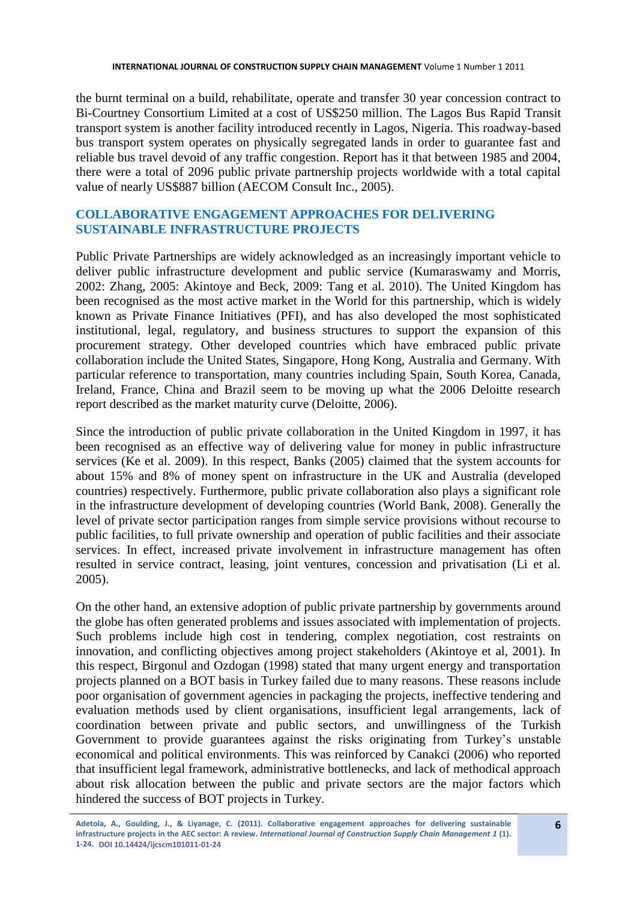the burnt terminal on a build, rehabilitate, operate and transfer 30 year concession contract to Bi-Courtney Consortium Limited at a cost of US$250 million. The Lagos Bus Rapid Transit transport system is another facility introduced recently in Lagos, Nigeria. This roadway-based bus transport system operates on physically segregated lands in order to guarantee fast and reliable bus travel devoid of any traffic congestion. Report has it that between 1985 and 2004, there were a total of 2096 public private partnership projects worldwide with a total capital value of nearly US$887 billion (AECOM Consult Inc., 2005).

## COLLABORATIVE ENGAGEMENT APPROACHES FOR DELIVERING SUSTAINABLE INFRASTRUCTURE PROJECTS

Public Private Partnerships are widely acknowledged as an increasingly important vehicle to deliver public infrastructure development and public service (Kumaraswamy and Morris, 2002: Zhang, 2005: Akintoye and Beck, 2009: Tang et al. 2010). The United Kingdom has been recognised as the most active market in the World for this partnership, which is widely known as Private Finance Initiatives (PFI), and has also developed the most sophisticated institutional, legal, regulatory, and business structures to support the expansion of this procurement strategy. Other developed countries which have embraced public private collaboration include the United States, Singapore, Hong Kong, Australia and Germany. With particular reference to transportation, many countries including Spain, South Korea, Canada, Ireland, France, China and Brazil seem to be moving up what the 2006 Deloitte research report described as the market maturity curve (Deloitte, 2006).

Since the introduction of public private collaboration in the United Kingdom in 1997, it has been recognised as an effective way of delivering value for money in public infrastructure services (Ke et al. 2009). In this respect, Banks (2005) claimed that the system accounts for about 15% and 8% of money spent on infrastructure in the UK and Australia (developed countries) respectively. Furthermore, public private collaboration also plays a significant role in the infrastructure development of developing countries (World Bank, 2008). Generally the level of private sector participation ranges from simple service provisions without recourse to public facilities, to full private ownership and operation of public facilities and their associate services. In effect, increased private involvement in infrastructure management has often resulted in service contract, leasing, joint ventures, concession and privatisation (Li et al. 2005).

On the other hand, an extensive adoption of public private partnership by governments around the globe has often generated problems and issues associated with implementation of projects. Such problems include high cost in tendering, complex negotiation, cost restraints on innovation, and conflicting objectives among project stakeholders (Akintoye et al, 2001). In this respect, Birgonul and Ozdogan (1998) stated that many urgent energy and transportation projects planned on a BOT basis in Turkey failed due to many reasons. These reasons include poor organisation of government agencies in packaging the projects, ineffective tendering and evaluation methods used by client organisations, insufficient legal arrangements, lack of coordination between private and public sectors, and unwillingness of the Turkish Government to provide guarantees against the risks originating from Turkey's unstable economical and political environments. This was reinforced by Canakci (2006) who reported that insufficient legal framework, administrative bottlenecks, and lack of methodical approach about risk allocation between the public and private sectors are the major factors which hindered the success of BOT projects in Turkey.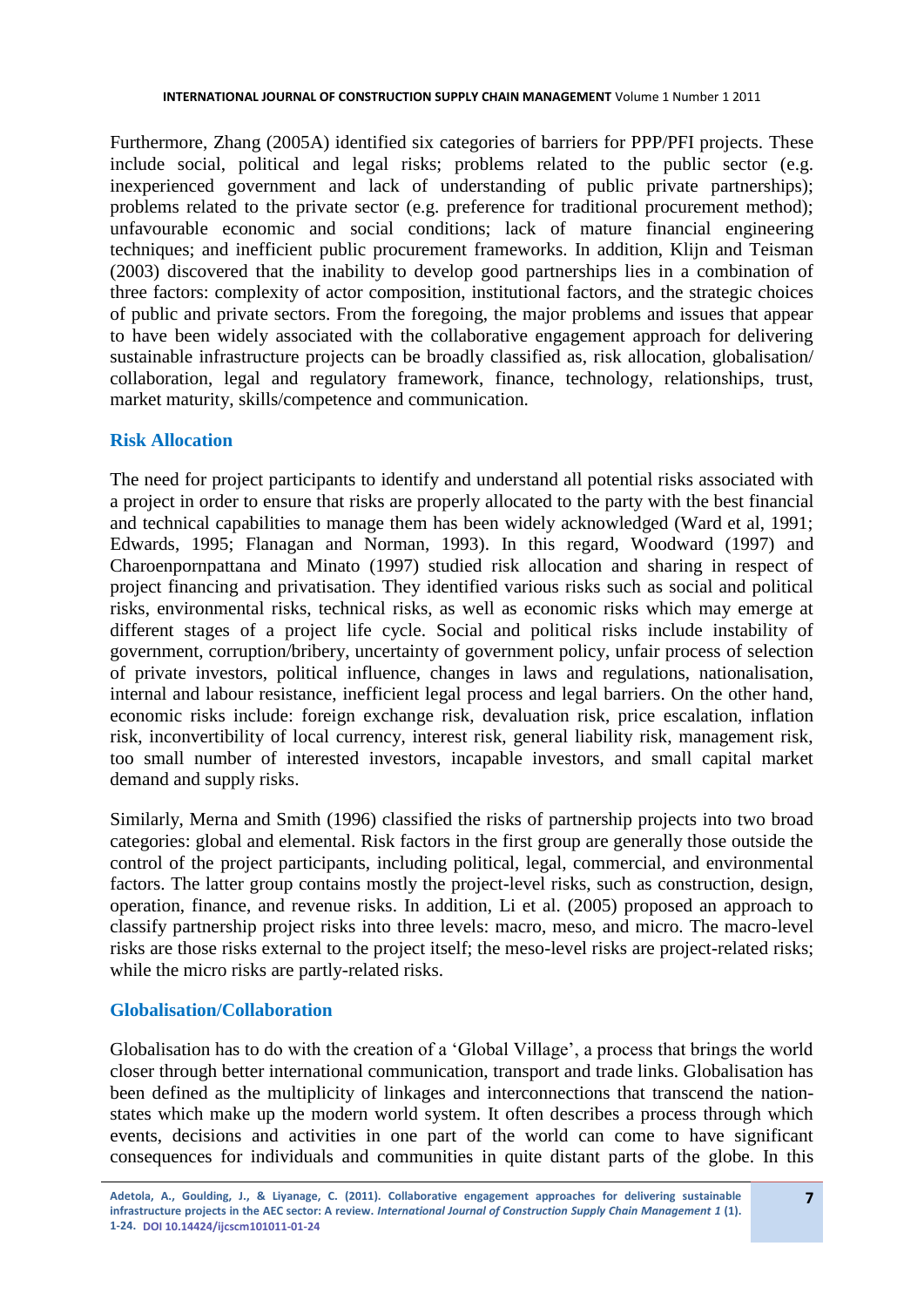Furthermore, Zhang (2005A) identified six categories of barriers for PPP/PFI projects. These include social, political and legal risks; problems related to the public sector (e.g. inexperienced government and lack of understanding of public private partnerships); problems related to the private sector (e.g. preference for traditional procurement method); unfavourable economic and social conditions; lack of mature financial engineering techniques; and inefficient public procurement frameworks. In addition, Klijn and Teisman (2003) discovered that the inability to develop good partnerships lies in a combination of three factors: complexity of actor composition, institutional factors, and the strategic choices of public and private sectors. From the foregoing, the major problems and issues that appear to have been widely associated with the collaborative engagement approach for delivering sustainable infrastructure projects can be broadly classified as, risk allocation, globalisation/ collaboration, legal and regulatory framework, finance, technology, relationships, trust, market maturity, skills/competence and communication.

## Risk Allocation

The need for project participants to identify and understand all potential risks associated with a project in order to ensure that risks are properly allocated to the party with the best financial and technical capabilities to manage them has been widely acknowledged (Ward et al, 1991; Edwards, 1995; Flanagan and Norman, 1993). In this regard, Woodward (1997) and Charoenpornpattana and Minato (1997) studied risk allocation and sharing in respect of project financing and privatisation. They identified various risks such as social and political risks, environmental risks, technical risks, as well as economic risks which may emerge at different stages of a project life cycle. Social and political risks include instability of government, corruption/bribery, uncertainty of government policy, unfair process of selection of private investors, political influence, changes in laws and regulations, nationalisation, internal and labour resistance, inefficient legal process and legal barriers. On the other hand, economic risks include: foreign exchange risk, devaluation risk, price escalation, inflation risk, inconvertibility of local currency, interest risk, general liability risk, management risk, too small number of interested investors, incapable investors, and small capital market demand and supply risks.

Similarly, Merna and Smith (1996) classified the risks of partnership projects into two broad categories: global and elemental. Risk factors in the first group are generally those outside the control of the project participants, including political, legal, commercial, and environmental factors. The latter group contains mostly the project-level risks, such as construction, design, operation, finance, and revenue risks. In addition, Li et al. (2005) proposed an approach to classify partnership project risks into three levels: macro, meso, and micro. The macro-level risks are those risks external to the project itself; the meso-level risks are project-related risks; while the micro risks are partly-related risks.

## Globalisation/Collaboration

Globalisation has to do with the creation of a 'Global Village', a process that brings the world closer through better international communication, transport and trade links. Globalisation has been defined as the multiplicity of linkages and interconnections that transcend the nation-states which make up the modern world system. It often describes a process through which events, decisions and activities in one part of the world can come to have significant consequences for individuals and communities in quite distant parts of the globe. In this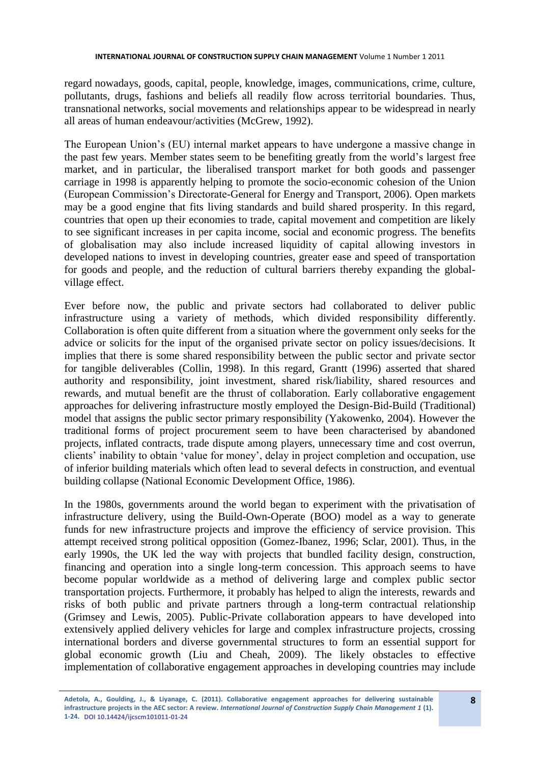regard nowadays, goods, capital, people, knowledge, images, communications, crime, culture, pollutants, drugs, fashions and beliefs all readily flow across territorial boundaries. Thus, transnational networks, social movements and relationships appear to be widespread in nearly all areas of human endeavour/activities (McGrew, 1992).

The European Union's (EU) internal market appears to have undergone a massive change in the past few years. Member states seem to be benefiting greatly from the world's largest free market, and in particular, the liberalised transport market for both goods and passenger carriage in 1998 is apparently helping to promote the socio-economic cohesion of the Union (European Commission's Directorate-General for Energy and Transport, 2006). Open markets may be a good engine that fits living standards and build shared prosperity. In this regard, countries that open up their economies to trade, capital movement and competition are likely to see significant increases in per capita income, social and economic progress. The benefits of globalisation may also include increased liquidity of capital allowing investors in developed nations to invest in developing countries, greater ease and speed of transportation for goods and people, and the reduction of cultural barriers thereby expanding the global-village effect.

Ever before now, the public and private sectors had collaborated to deliver public infrastructure using a variety of methods, which divided responsibility differently. Collaboration is often quite different from a situation where the government only seeks for the advice or solicits for the input of the organised private sector on policy issues/decisions. It implies that there is some shared responsibility between the public sector and private sector for tangible deliverables (Collin, 1998). In this regard, Grantt (1996) asserted that shared authority and responsibility, joint investment, shared risk/liability, shared resources and rewards, and mutual benefit are the thrust of collaboration. Early collaborative engagement approaches for delivering infrastructure mostly employed the Design-Bid-Build (Traditional) model that assigns the public sector primary responsibility (Yakowenko, 2004). However the traditional forms of project procurement seem to have been characterised by abandoned projects, inflated contracts, trade dispute among players, unnecessary time and cost overrun, clients' inability to obtain 'value for money', delay in project completion and occupation, use of inferior building materials which often lead to several defects in construction, and eventual building collapse (National Economic Development Office, 1986).

In the 1980s, governments around the world began to experiment with the privatisation of infrastructure delivery, using the Build-Own-Operate (BOO) model as a way to generate funds for new infrastructure projects and improve the efficiency of service provision. This attempt received strong political opposition (Gomez-Ibanez, 1996; Sclar, 2001). Thus, in the early 1990s, the UK led the way with projects that bundled facility design, construction, financing and operation into a single long-term concession. This approach seems to have become popular worldwide as a method of delivering large and complex public sector transportation projects. Furthermore, it probably has helped to align the interests, rewards and risks of both public and private partners through a long-term contractual relationship (Grimsey and Lewis, 2005). Public-Private collaboration appears to have developed into extensively applied delivery vehicles for large and complex infrastructure projects, crossing international borders and diverse governmental structures to form an essential support for global economic growth (Liu and Cheah, 2009). The likely obstacles to effective implementation of collaborative engagement approaches in developing countries may include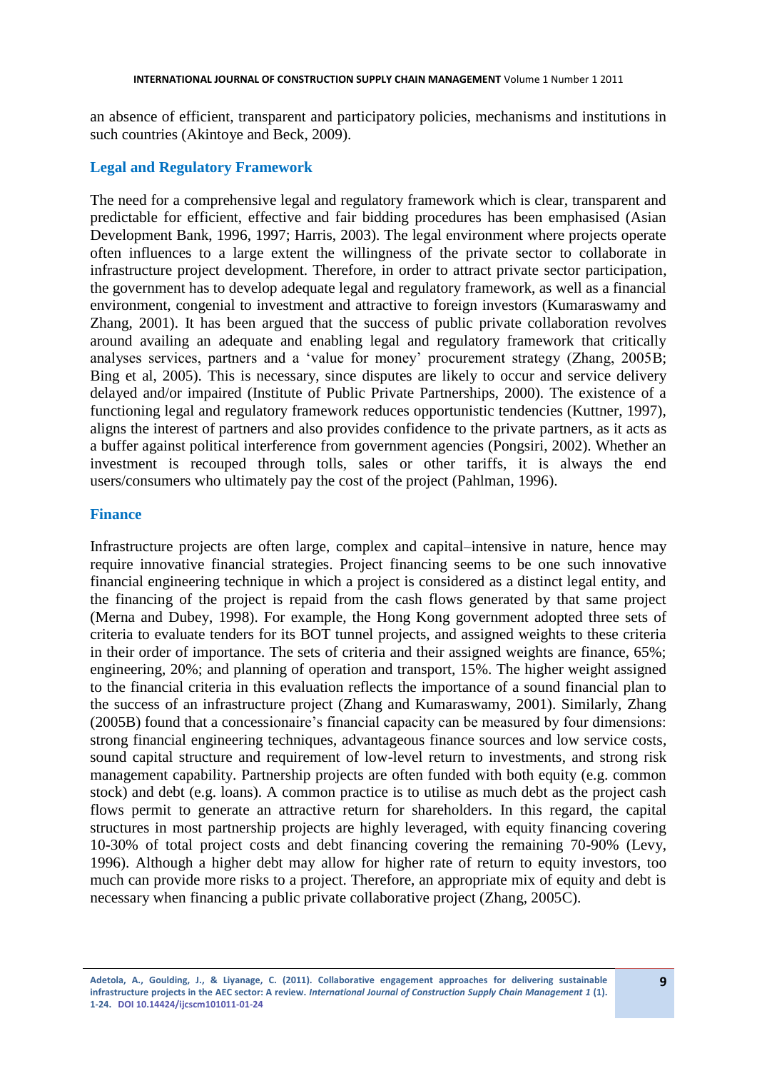an absence of efficient, transparent and participatory policies, mechanisms and institutions in such countries (Akintoye and Beck, 2009).

## Legal and Regulatory Framework

The need for a comprehensive legal and regulatory framework which is clear, transparent and predictable for efficient, effective and fair bidding procedures has been emphasised (Asian Development Bank, 1996, 1997; Harris, 2003). The legal environment where projects operate often influences to a large extent the willingness of the private sector to collaborate in infrastructure project development. Therefore, in order to attract private sector participation, the government has to develop adequate legal and regulatory framework, as well as a financial environment, congenial to investment and attractive to foreign investors (Kumaraswamy and Zhang, 2001). It has been argued that the success of public private collaboration revolves around availing an adequate and enabling legal and regulatory framework that critically analyses services, partners and a 'value for money' procurement strategy (Zhang, 2005B; Bing et al, 2005). This is necessary, since disputes are likely to occur and service delivery delayed and/or impaired (Institute of Public Private Partnerships, 2000). The existence of a functioning legal and regulatory framework reduces opportunistic tendencies (Kuttner, 1997), aligns the interest of partners and also provides confidence to the private partners, as it acts as a buffer against political interference from government agencies (Pongsiri, 2002). Whether an investment is recouped through tolls, sales or other tariffs, it is always the end users/consumers who ultimately pay the cost of the project (Pahlman, 1996).

## Finance

Infrastructure projects are often large, complex and capital–intensive in nature, hence may require innovative financial strategies. Project financing seems to be one such innovative financial engineering technique in which a project is considered as a distinct legal entity, and the financing of the project is repaid from the cash flows generated by that same project (Merna and Dubey, 1998). For example, the Hong Kong government adopted three sets of criteria to evaluate tenders for its BOT tunnel projects, and assigned weights to these criteria in their order of importance. The sets of criteria and their assigned weights are finance, 65%; engineering, 20%; and planning of operation and transport, 15%. The higher weight assigned to the financial criteria in this evaluation reflects the importance of a sound financial plan to the success of an infrastructure project (Zhang and Kumaraswamy, 2001). Similarly, Zhang (2005B) found that a concessionaire's financial capacity can be measured by four dimensions: strong financial engineering techniques, advantageous finance sources and low service costs, sound capital structure and requirement of low-level return to investments, and strong risk management capability. Partnership projects are often funded with both equity (e.g. common stock) and debt (e.g. loans). A common practice is to utilise as much debt as the project cash flows permit to generate an attractive return for shareholders. In this regard, the capital structures in most partnership projects are highly leveraged, with equity financing covering 10-30% of total project costs and debt financing covering the remaining 70-90% (Levy, 1996). Although a higher debt may allow for higher rate of return to equity investors, too much can provide more risks to a project. Therefore, an appropriate mix of equity and debt is necessary when financing a public private collaborative project (Zhang, 2005C).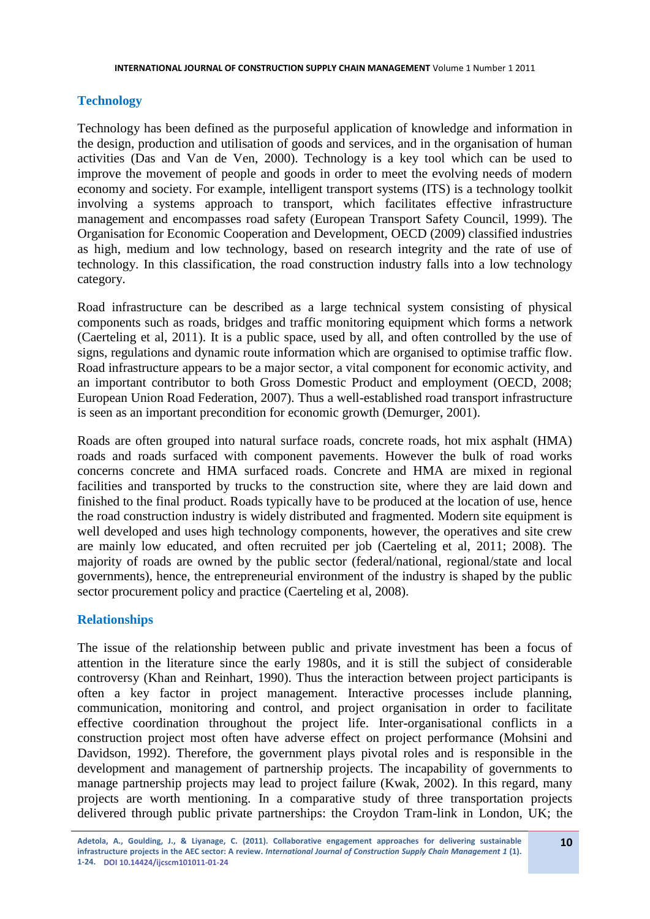## Technology

Technology has been defined as the purposeful application of knowledge and information in the design, production and utilisation of goods and services, and in the organisation of human activities (Das and Van de Ven, 2000). Technology is a key tool which can be used to improve the movement of people and goods in order to meet the evolving needs of modern economy and society. For example, intelligent transport systems (ITS) is a technology toolkit involving a systems approach to transport, which facilitates effective infrastructure management and encompasses road safety (European Transport Safety Council, 1999). The Organisation for Economic Cooperation and Development, OECD (2009) classified industries as high, medium and low technology, based on research integrity and the rate of use of technology. In this classification, the road construction industry falls into a low technology category.

Road infrastructure can be described as a large technical system consisting of physical components such as roads, bridges and traffic monitoring equipment which forms a network (Caerteling et al, 2011). It is a public space, used by all, and often controlled by the use of signs, regulations and dynamic route information which are organised to optimise traffic flow. Road infrastructure appears to be a major sector, a vital component for economic activity, and an important contributor to both Gross Domestic Product and employment (OECD, 2008; European Union Road Federation, 2007). Thus a well-established road transport infrastructure is seen as an important precondition for economic growth (Demurger, 2001).

Roads are often grouped into natural surface roads, concrete roads, hot mix asphalt (HMA) roads and roads surfaced with component pavements. However the bulk of road works concerns concrete and HMA surfaced roads. Concrete and HMA are mixed in regional facilities and transported by trucks to the construction site, where they are laid down and finished to the final product. Roads typically have to be produced at the location of use, hence the road construction industry is widely distributed and fragmented. Modern site equipment is well developed and uses high technology components, however, the operatives and site crew are mainly low educated, and often recruited per job (Caerteling et al, 2011; 2008). The majority of roads are owned by the public sector (federal/national, regional/state and local governments), hence, the entrepreneurial environment of the industry is shaped by the public sector procurement policy and practice (Caerteling et al, 2008).

## Relationships

The issue of the relationship between public and private investment has been a focus of attention in the literature since the early 1980s, and it is still the subject of considerable controversy (Khan and Reinhart, 1990). Thus the interaction between project participants is often a key factor in project management. Interactive processes include planning, communication, monitoring and control, and project organisation in order to facilitate effective coordination throughout the project life. Inter-organisational conflicts in a construction project most often have adverse effect on project performance (Mohsini and Davidson, 1992). Therefore, the government plays pivotal roles and is responsible in the development and management of partnership projects. The incapability of governments to manage partnership projects may lead to project failure (Kwak, 2002). In this regard, many projects are worth mentioning. In a comparative study of three transportation projects delivered through public private partnerships: the Croydon Tram-link in London, UK; the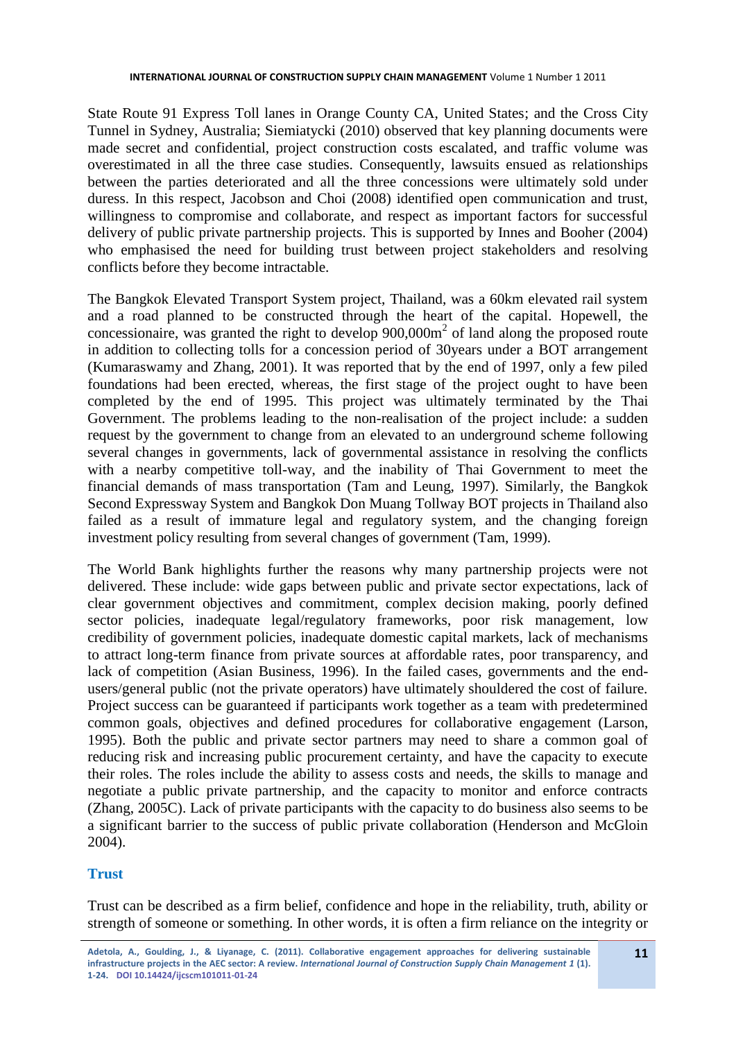State Route 91 Express Toll lanes in Orange County CA, United States; and the Cross City Tunnel in Sydney, Australia; Siemiatycki (2010) observed that key planning documents were made secret and confidential, project construction costs escalated, and traffic volume was overestimated in all the three case studies. Consequently, lawsuits ensued as relationships between the parties deteriorated and all the three concessions were ultimately sold under duress. In this respect, Jacobson and Choi (2008) identified open communication and trust, willingness to compromise and collaborate, and respect as important factors for successful delivery of public private partnership projects. This is supported by Innes and Booher (2004) who emphasised the need for building trust between project stakeholders and resolving conflicts before they become intractable.

The Bangkok Elevated Transport System project, Thailand, was a 60km elevated rail system and a road planned to be constructed through the heart of the capital. Hopewell, the concessionaire, was granted the right to develop 900,000$m^2$ of land along the proposed route in addition to collecting tolls for a concession period of 30years under a BOT arrangement (Kumaraswamy and Zhang, 2001). It was reported that by the end of 1997, only a few piled foundations had been erected, whereas, the first stage of the project ought to have been completed by the end of 1995. This project was ultimately terminated by the Thai Government. The problems leading to the non-realisation of the project include: a sudden request by the government to change from an elevated to an underground scheme following several changes in governments, lack of governmental assistance in resolving the conflicts with a nearby competitive toll-way, and the inability of Thai Government to meet the financial demands of mass transportation (Tam and Leung, 1997). Similarly, the Bangkok Second Expressway System and Bangkok Don Muang Tollway BOT projects in Thailand also failed as a result of immature legal and regulatory system, and the changing foreign investment policy resulting from several changes of government (Tam, 1999).

The World Bank highlights further the reasons why many partnership projects were not delivered. These include: wide gaps between public and private sector expectations, lack of clear government objectives and commitment, complex decision making, poorly defined sector policies, inadequate legal/regulatory frameworks, poor risk management, low credibility of government policies, inadequate domestic capital markets, lack of mechanisms to attract long-term finance from private sources at affordable rates, poor transparency, and lack of competition (Asian Business, 1996). In the failed cases, governments and the end-users/general public (not the private operators) have ultimately shouldered the cost of failure. Project success can be guaranteed if participants work together as a team with predetermined common goals, objectives and defined procedures for collaborative engagement (Larson, 1995). Both the public and private sector partners may need to share a common goal of reducing risk and increasing public procurement certainty, and have the capacity to execute their roles. The roles include the ability to assess costs and needs, the skills to manage and negotiate a public private partnership, and the capacity to monitor and enforce contracts (Zhang, 2005C). Lack of private participants with the capacity to do business also seems to be a significant barrier to the success of public private collaboration (Henderson and McGloin 2004).

## Trust

Trust can be described as a firm belief, confidence and hope in the reliability, truth, ability or strength of someone or something. In other words, it is often a firm reliance on the integrity or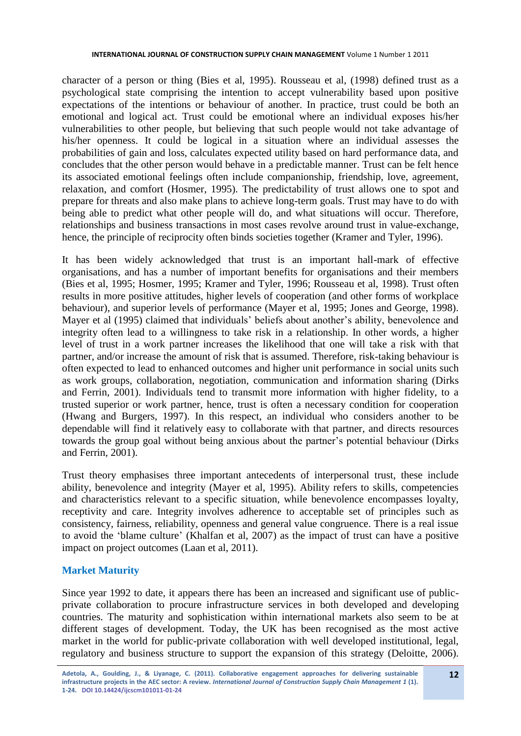character of a person or thing (Bies et al, 1995). Rousseau et al, (1998) defined trust as a psychological state comprising the intention to accept vulnerability based upon positive expectations of the intentions or behaviour of another. In practice, trust could be both an emotional and logical act. Trust could be emotional where an individual exposes his/her vulnerabilities to other people, but believing that such people would not take advantage of his/her openness. It could be logical in a situation where an individual assesses the probabilities of gain and loss, calculates expected utility based on hard performance data, and concludes that the other person would behave in a predictable manner. Trust can be felt hence its associated emotional feelings often include companionship, friendship, love, agreement, relaxation, and comfort (Hosmer, 1995). The predictability of trust allows one to spot and prepare for threats and also make plans to achieve long-term goals. Trust may have to do with being able to predict what other people will do, and what situations will occur. Therefore, relationships and business transactions in most cases revolve around trust in value-exchange, hence, the principle of reciprocity often binds societies together (Kramer and Tyler, 1996).

It has been widely acknowledged that trust is an important hall-mark of effective organisations, and has a number of important benefits for organisations and their members (Bies et al, 1995; Hosmer, 1995; Kramer and Tyler, 1996; Rousseau et al, 1998). Trust often results in more positive attitudes, higher levels of cooperation (and other forms of workplace behaviour), and superior levels of performance (Mayer et al, 1995; Jones and George, 1998). Mayer et al (1995) claimed that individuals' beliefs about another's ability, benevolence and integrity often lead to a willingness to take risk in a relationship. In other words, a higher level of trust in a work partner increases the likelihood that one will take a risk with that partner, and/or increase the amount of risk that is assumed. Therefore, risk-taking behaviour is often expected to lead to enhanced outcomes and higher unit performance in social units such as work groups, collaboration, negotiation, communication and information sharing (Dirks and Ferrin, 2001). Individuals tend to transmit more information with higher fidelity, to a trusted superior or work partner, hence, trust is often a necessary condition for cooperation (Hwang and Burgers, 1997). In this respect, an individual who considers another to be dependable will find it relatively easy to collaborate with that partner, and directs resources towards the group goal without being anxious about the partner's potential behaviour (Dirks and Ferrin, 2001).

Trust theory emphasises three important antecedents of interpersonal trust, these include ability, benevolence and integrity (Mayer et al, 1995). Ability refers to skills, competencies and characteristics relevant to a specific situation, while benevolence encompasses loyalty, receptivity and care. Integrity involves adherence to acceptable set of principles such as consistency, fairness, reliability, openness and general value congruence. There is a real issue to avoid the 'blame culture' (Khalfan et al, 2007) as the impact of trust can have a positive impact on project outcomes (Laan et al, 2011).

## Market Maturity

Since year 1992 to date, it appears there has been an increased and significant use of public-private collaboration to procure infrastructure services in both developed and developing countries. The maturity and sophistication within international markets also seem to be at different stages of development. Today, the UK has been recognised as the most active market in the world for public-private collaboration with well developed institutional, legal, regulatory and business structure to support the expansion of this strategy (Deloitte, 2006).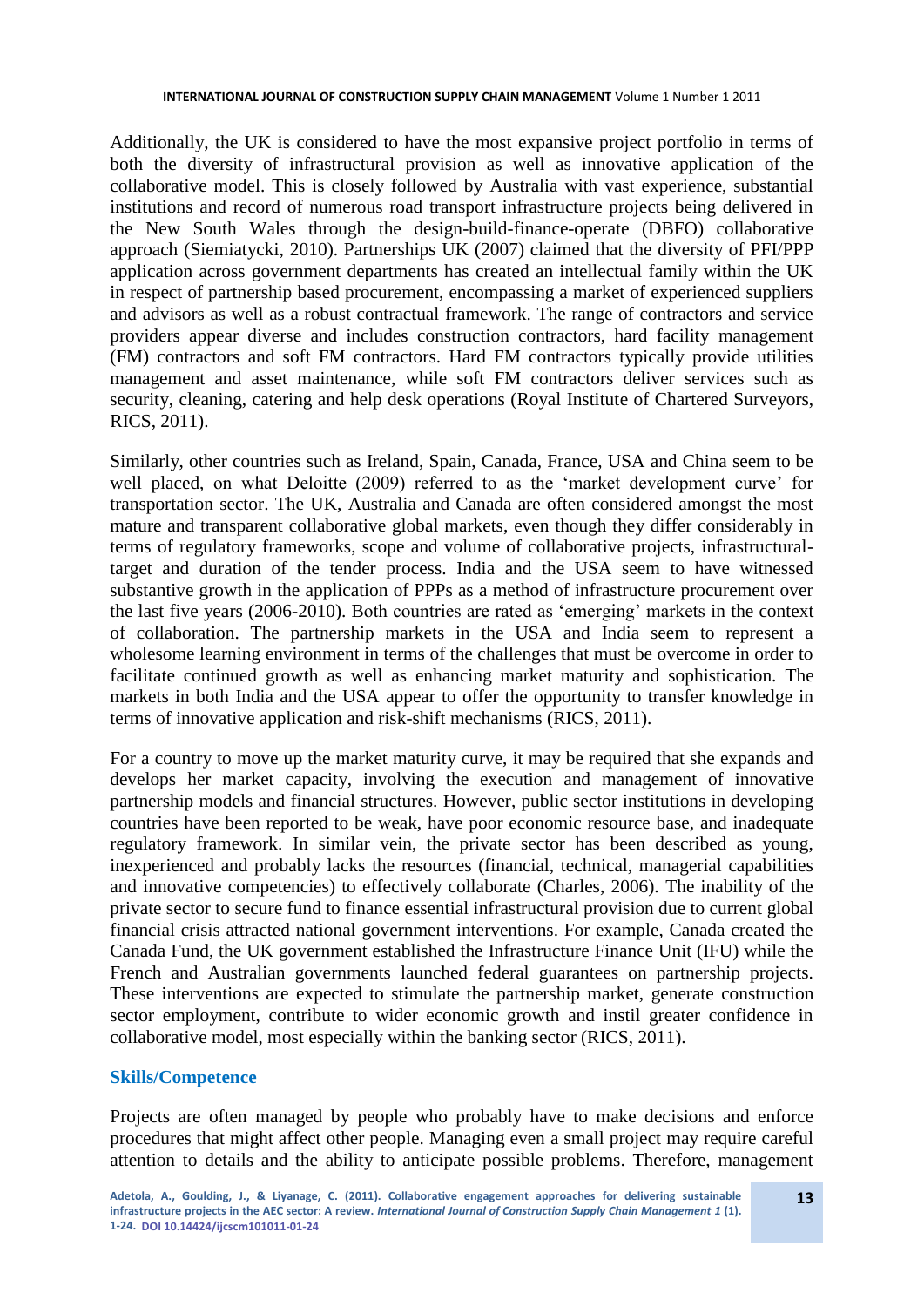Additionally, the UK is considered to have the most expansive project portfolio in terms of both the diversity of infrastructural provision as well as innovative application of the collaborative model. This is closely followed by Australia with vast experience, substantial institutions and record of numerous road transport infrastructure projects being delivered in the New South Wales through the design-build-finance-operate (DBFO) collaborative approach (Siemiatycki, 2010). Partnerships UK (2007) claimed that the diversity of PFI/PPP application across government departments has created an intellectual family within the UK in respect of partnership based procurement, encompassing a market of experienced suppliers and advisors as well as a robust contractual framework. The range of contractors and service providers appear diverse and includes construction contractors, hard facility management (FM) contractors and soft FM contractors. Hard FM contractors typically provide utilities management and asset maintenance, while soft FM contractors deliver services such as security, cleaning, catering and help desk operations (Royal Institute of Chartered Surveyors, RICS, 2011).

Similarly, other countries such as Ireland, Spain, Canada, France, USA and China seem to be well placed, on what Deloitte (2009) referred to as the 'market development curve' for transportation sector. The UK, Australia and Canada are often considered amongst the most mature and transparent collaborative global markets, even though they differ considerably in terms of regulatory frameworks, scope and volume of collaborative projects, infrastructural-target and duration of the tender process. India and the USA seem to have witnessed substantive growth in the application of PPPs as a method of infrastructure procurement over the last five years (2006-2010). Both countries are rated as 'emerging' markets in the context of collaboration. The partnership markets in the USA and India seem to represent a wholesome learning environment in terms of the challenges that must be overcome in order to facilitate continued growth as well as enhancing market maturity and sophistication. The markets in both India and the USA appear to offer the opportunity to transfer knowledge in terms of innovative application and risk-shift mechanisms (RICS, 2011).

For a country to move up the market maturity curve, it may be required that she expands and develops her market capacity, involving the execution and management of innovative partnership models and financial structures. However, public sector institutions in developing countries have been reported to be weak, have poor economic resource base, and inadequate regulatory framework. In similar vein, the private sector has been described as young, inexperienced and probably lacks the resources (financial, technical, managerial capabilities and innovative competencies) to effectively collaborate (Charles, 2006). The inability of the private sector to secure fund to finance essential infrastructural provision due to current global financial crisis attracted national government interventions. For example, Canada created the Canada Fund, the UK government established the Infrastructure Finance Unit (IFU) while the French and Australian governments launched federal guarantees on partnership projects. These interventions are expected to stimulate the partnership market, generate construction sector employment, contribute to wider economic growth and instil greater confidence in collaborative model, most especially within the banking sector (RICS, 2011).

## Skills/Competence

Projects are often managed by people who probably have to make decisions and enforce procedures that might affect other people. Managing even a small project may require careful attention to details and the ability to anticipate possible problems. Therefore, management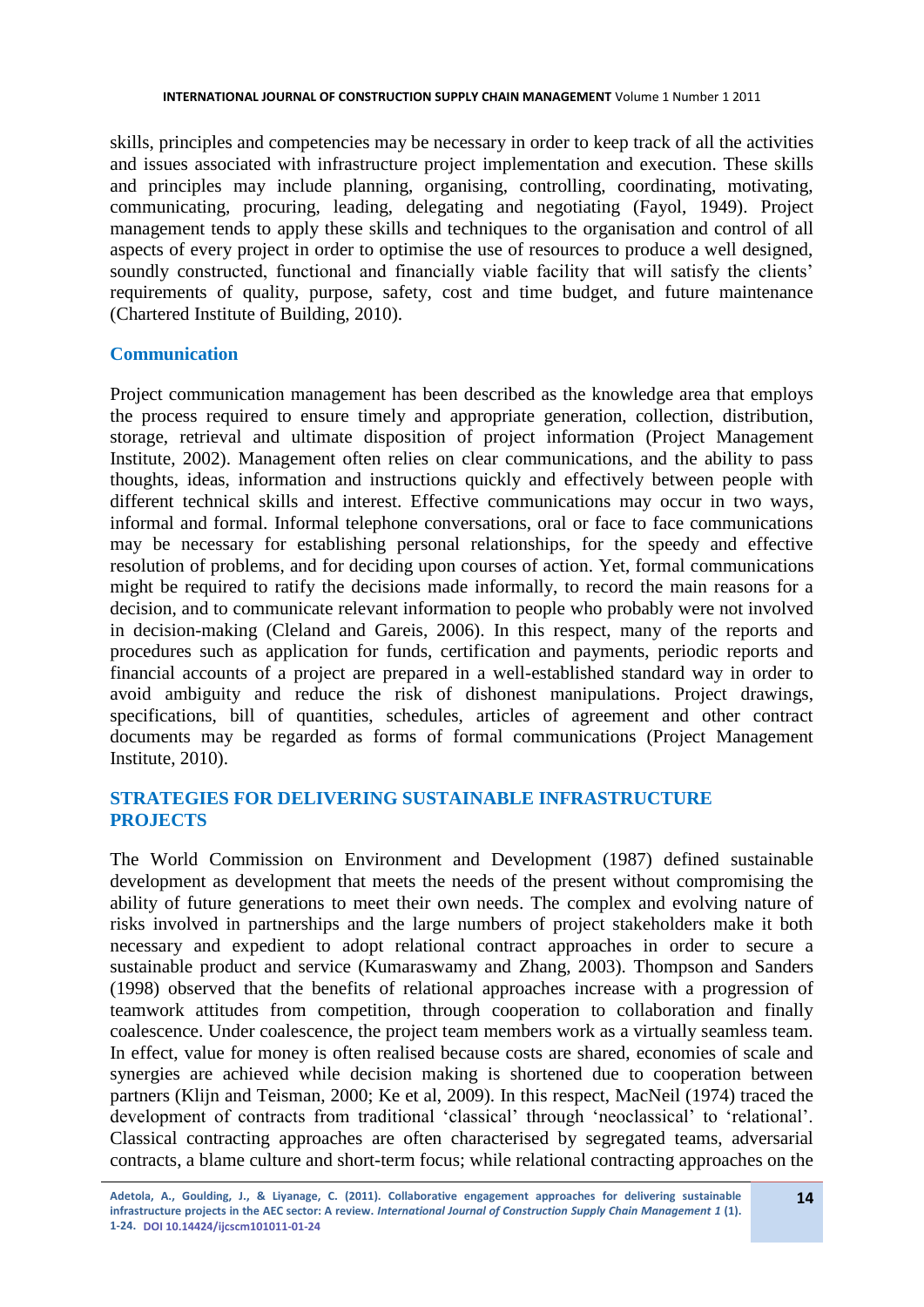skills, principles and competencies may be necessary in order to keep track of all the activities and issues associated with infrastructure project implementation and execution. These skills and principles may include planning, organising, controlling, coordinating, motivating, communicating, procuring, leading, delegating and negotiating (Fayol, 1949). Project management tends to apply these skills and techniques to the organisation and control of all aspects of every project in order to optimise the use of resources to produce a well designed, soundly constructed, functional and financially viable facility that will satisfy the clients' requirements of quality, purpose, safety, cost and time budget, and future maintenance (Chartered Institute of Building, 2010).

### Communication

Project communication management has been described as the knowledge area that employs the process required to ensure timely and appropriate generation, collection, distribution, storage, retrieval and ultimate disposition of project information (Project Management Institute, 2002). Management often relies on clear communications, and the ability to pass thoughts, ideas, information and instructions quickly and effectively between people with different technical skills and interest. Effective communications may occur in two ways, informal and formal. Informal telephone conversations, oral or face to face communications may be necessary for establishing personal relationships, for the speedy and effective resolution of problems, and for deciding upon courses of action. Yet, formal communications might be required to ratify the decisions made informally, to record the main reasons for a decision, and to communicate relevant information to people who probably were not involved in decision-making (Cleland and Gareis, 2006). In this respect, many of the reports and procedures such as application for funds, certification and payments, periodic reports and financial accounts of a project are prepared in a well-established standard way in order to avoid ambiguity and reduce the risk of dishonest manipulations. Project drawings, specifications, bill of quantities, schedules, articles of agreement and other contract documents may be regarded as forms of formal communications (Project Management Institute, 2010).

## STRATEGIES FOR DELIVERING SUSTAINABLE INFRASTRUCTURE PROJECTS

The World Commission on Environment and Development (1987) defined sustainable development as development that meets the needs of the present without compromising the ability of future generations to meet their own needs. The complex and evolving nature of risks involved in partnerships and the large numbers of project stakeholders make it both necessary and expedient to adopt relational contract approaches in order to secure a sustainable product and service (Kumaraswamy and Zhang, 2003). Thompson and Sanders (1998) observed that the benefits of relational approaches increase with a progression of teamwork attitudes from competition, through cooperation to collaboration and finally coalescence. Under coalescence, the project team members work as a virtually seamless team. In effect, value for money is often realised because costs are shared, economies of scale and synergies are achieved while decision making is shortened due to cooperation between partners (Klijn and Teisman, 2000; Ke et al, 2009). In this respect, MacNeil (1974) traced the development of contracts from traditional 'classical' through 'neoclassical' to 'relational'. Classical contracting approaches are often characterised by segregated teams, adversarial contracts, a blame culture and short-term focus; while relational contracting approaches on the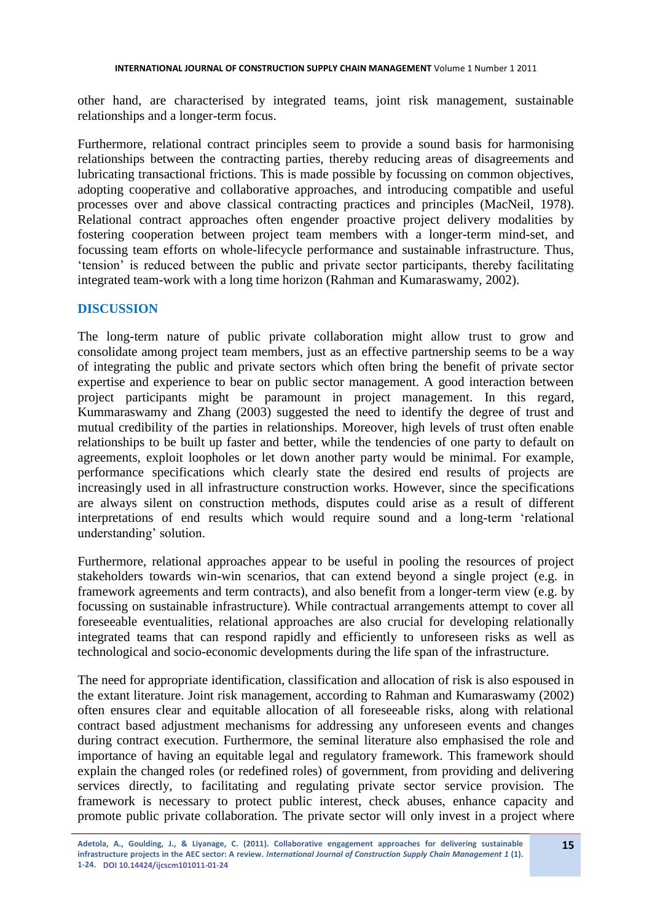other hand, are characterised by integrated teams, joint risk management, sustainable relationships and a longer-term focus.

Furthermore, relational contract principles seem to provide a sound basis for harmonising relationships between the contracting parties, thereby reducing areas of disagreements and lubricating transactional frictions. This is made possible by focussing on common objectives, adopting cooperative and collaborative approaches, and introducing compatible and useful processes over and above classical contracting practices and principles (MacNeil, 1978). Relational contract approaches often engender proactive project delivery modalities by fostering cooperation between project team members with a longer-term mind-set, and focussing team efforts on whole-lifecycle performance and sustainable infrastructure. Thus, 'tension' is reduced between the public and private sector participants, thereby facilitating integrated team-work with a long time horizon (Rahman and Kumaraswamy, 2002).

## DISCUSSION

The long-term nature of public private collaboration might allow trust to grow and consolidate among project team members, just as an effective partnership seems to be a way of integrating the public and private sectors which often bring the benefit of private sector expertise and experience to bear on public sector management. A good interaction between project participants might be paramount in project management. In this regard, Kummaraswamy and Zhang (2003) suggested the need to identify the degree of trust and mutual credibility of the parties in relationships. Moreover, high levels of trust often enable relationships to be built up faster and better, while the tendencies of one party to default on agreements, exploit loopholes or let down another party would be minimal. For example, performance specifications which clearly state the desired end results of projects are increasingly used in all infrastructure construction works. However, since the specifications are always silent on construction methods, disputes could arise as a result of different interpretations of end results which would require sound and a long-term 'relational understanding' solution.

Furthermore, relational approaches appear to be useful in pooling the resources of project stakeholders towards win-win scenarios, that can extend beyond a single project (e.g. in framework agreements and term contracts), and also benefit from a longer-term view (e.g. by focussing on sustainable infrastructure). While contractual arrangements attempt to cover all foreseeable eventualities, relational approaches are also crucial for developing relationally integrated teams that can respond rapidly and efficiently to unforeseen risks as well as technological and socio-economic developments during the life span of the infrastructure.

The need for appropriate identification, classification and allocation of risk is also espoused in the extant literature. Joint risk management, according to Rahman and Kumaraswamy (2002) often ensures clear and equitable allocation of all foreseeable risks, along with relational contract based adjustment mechanisms for addressing any unforeseen events and changes during contract execution. Furthermore, the seminal literature also emphasised the role and importance of having an equitable legal and regulatory framework. This framework should explain the changed roles (or redefined roles) of government, from providing and delivering services directly, to facilitating and regulating private sector service provision. The framework is necessary to protect public interest, check abuses, enhance capacity and promote public private collaboration. The private sector will only invest in a project where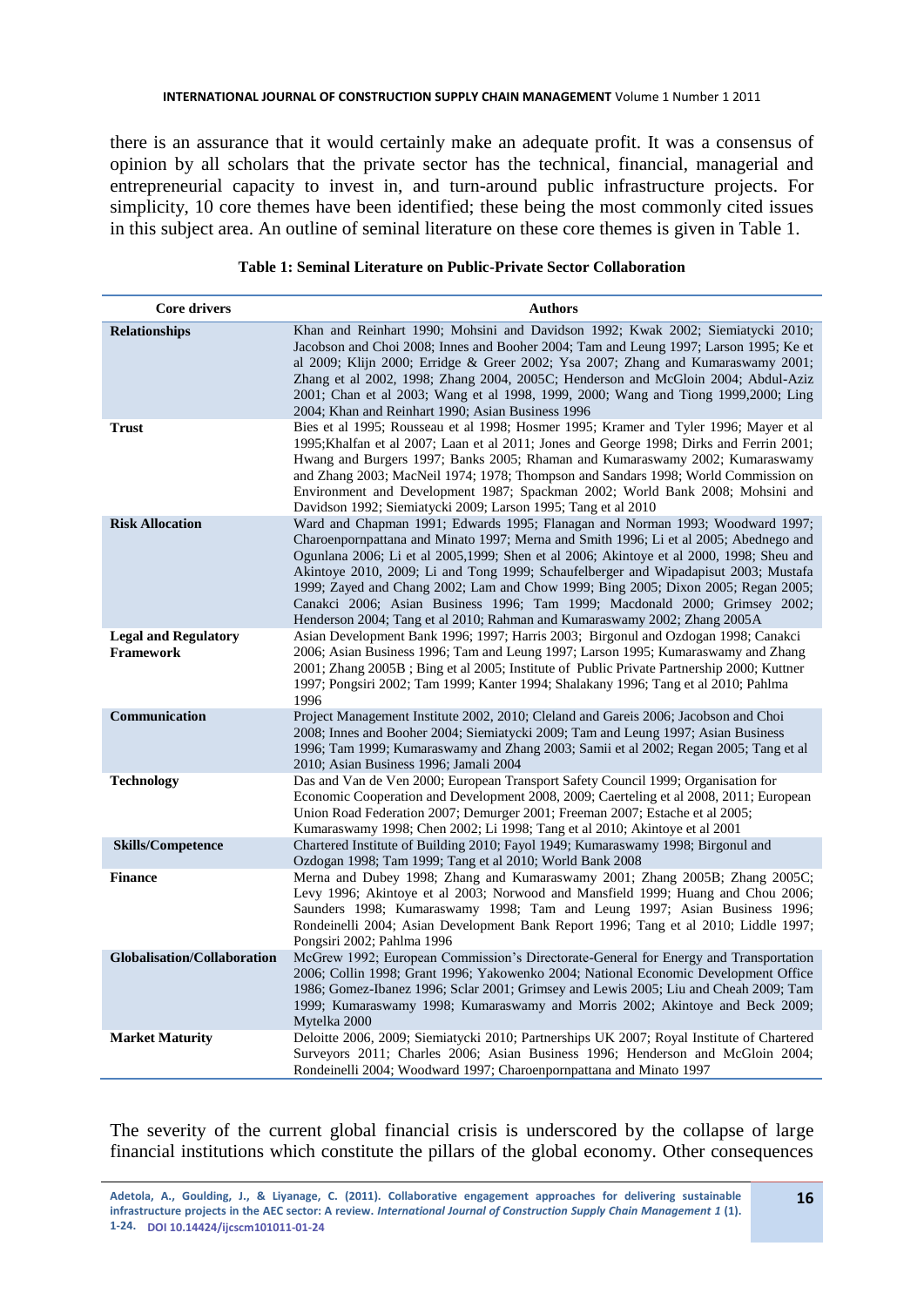there is an assurance that it would certainly make an adequate profit. It was a consensus of opinion by all scholars that the private sector has the technical, financial, managerial and entrepreneurial capacity to invest in, and turn-around public infrastructure projects. For simplicity, 10 core themes have been identified; these being the most commonly cited issues in this subject area. An outline of seminal literature on these core themes is given in Table 1.

**Table 1: Seminal Literature on Public-Private Sector Collaboration**

| Core drivers | Authors |
|---|---|
| **Relationships** | Khan and Reinhart 1990; Mohsini and Davidson 1992; Kwak 2002; Siemiatycki 2010; Jacobson and Choi 2008; Innes and Booher 2004; Tam and Leung 1997; Larson 1995; Ke et al 2009; Klijn 2000; Erridge & Greer 2002; Ysa 2007; Zhang and Kumaraswamy 2001; Zhang et al 2002, 1998; Zhang 2004, 2005C; Henderson and McGloin 2004; Abdul-Aziz 2001; Chan et al 2003; Wang et al 1998, 1999, 2000; Wang and Tiong 1999,2000; Ling 2004; Khan and Reinhart 1990; Asian Business 1996 |
| **Trust** | Bies et al 1995; Rousseau et al 1998; Hosmer 1995; Kramer and Tyler 1996; Mayer et al 1995;Khalfan et al 2007; Laan et al 2011; Jones and George 1998; Dirks and Ferrin 2001; Hwang and Burgers 1997; Banks 2005; Rhaman and Kumaraswamy 2002; Kumaraswamy and Zhang 2003; MacNeil 1974; 1978; Thompson and Sandars 1998; World Commission on Environment and Development 1987; Spackman 2002; World Bank 2008; Mohsini and Davidson 1992; Siemiatycki 2009; Larson 1995; Tang et al 2010 |
| **Risk Allocation** | Ward and Chapman 1991; Edwards 1995; Flanagan and Norman 1993; Woodward 1997; Charoenpornpattana and Minato 1997; Merna and Smith 1996; Li et al 2005; Abednego and Ogunlana 2006; Li et al 2005,1999; Shen et al 2006; Akintoye et al 2000, 1998; Sheu and Akintoye 2010, 2009; Li and Tong 1999; Schaufelberger and Wipadapisut 2003; Mustafa 1999; Zayed and Chang 2002; Lam and Chow 1999; Bing 2005; Dixon 2005; Regan 2005; Canakci 2006; Asian Business 1996; Tam 1999; Macdonald 2000; Grimsey 2002; Henderson 2004; Tang et al 2010; Rahman and Kumaraswamy 2002; Zhang 2005A |
| **Legal and Regulatory Framework** | Asian Development Bank 1996; 1997; Harris 2003; Birgonul and Ozdogan 1998; Canakci 2006; Asian Business 1996; Tam and Leung 1997; Larson 1995; Kumaraswamy and Zhang 2001; Zhang 2005B ; Bing et al 2005; Institute of Public Private Partnership 2000; Kuttner 1997; Pongsiri 2002; Tam 1999; Kanter 1994; Shalakany 1996; Tang et al 2010; Pahlma 1996 |
| **Communication** | Project Management Institute 2002, 2010; Cleland and Gareis 2006; Jacobson and Choi 2008; Innes and Booher 2004; Siemiatycki 2009; Tam and Leung 1997; Asian Business 1996; Tam 1999; Kumaraswamy and Zhang 2003; Samii et al 2002; Regan 2005; Tang et al 2010; Asian Business 1996; Jamali 2004 |
| **Technology** | Das and Van de Ven 2000; European Transport Safety Council 1999; Organisation for Economic Cooperation and Development 2008, 2009; Caerteling et al 2008, 2011; European Union Road Federation 2007; Demurger 2001; Freeman 2007; Estache et al 2005; Kumaraswamy 1998; Chen 2002; Li 1998; Tang et al 2010; Akintoye et al 2001 |
| **Skills/Competence** | Chartered Institute of Building 2010; Fayol 1949; Kumaraswamy 1998; Birgonul and Ozdogan 1998; Tam 1999; Tang et al 2010; World Bank 2008 |
| **Finance** | Merna and Dubey 1998; Zhang and Kumaraswamy 2001; Zhang 2005B; Zhang 2005C; Levy 1996; Akintoye et al 2003; Norwood and Mansfield 1999; Huang and Chou 2006; Saunders 1998; Kumaraswamy 1998; Tam and Leung 1997; Asian Business 1996; Rondeinelli 2004; Asian Development Bank Report 1996; Tang et al 2010; Liddle 1997; Pongsiri 2002; Pahlma 1996 |
| **Globalisation/Collaboration** | McGrew 1992; European Commission's Directorate-General for Energy and Transportation 2006; Collin 1998; Grant 1996; Yakowenko 2004; National Economic Development Office 1986; Gomez-Ibanez 1996; Sclar 2001; Grimsey and Lewis 2005; Liu and Cheah 2009; Tam 1999; Kumaraswamy 1998; Kumaraswamy and Morris 2002; Akintoye and Beck 2009; Mytelka 2000 |
| **Market Maturity** | Deloitte 2006, 2009; Siemiatycki 2010; Partnerships UK 2007; Royal Institute of Chartered Surveyors 2011; Charles 2006; Asian Business 1996; Henderson and McGloin 2004; Rondeinelli 2004; Woodward 1997; Charoenpornpattana and Minato 1997 |

The severity of the current global financial crisis is underscored by the collapse of large financial institutions which constitute the pillars of the global economy. Other consequences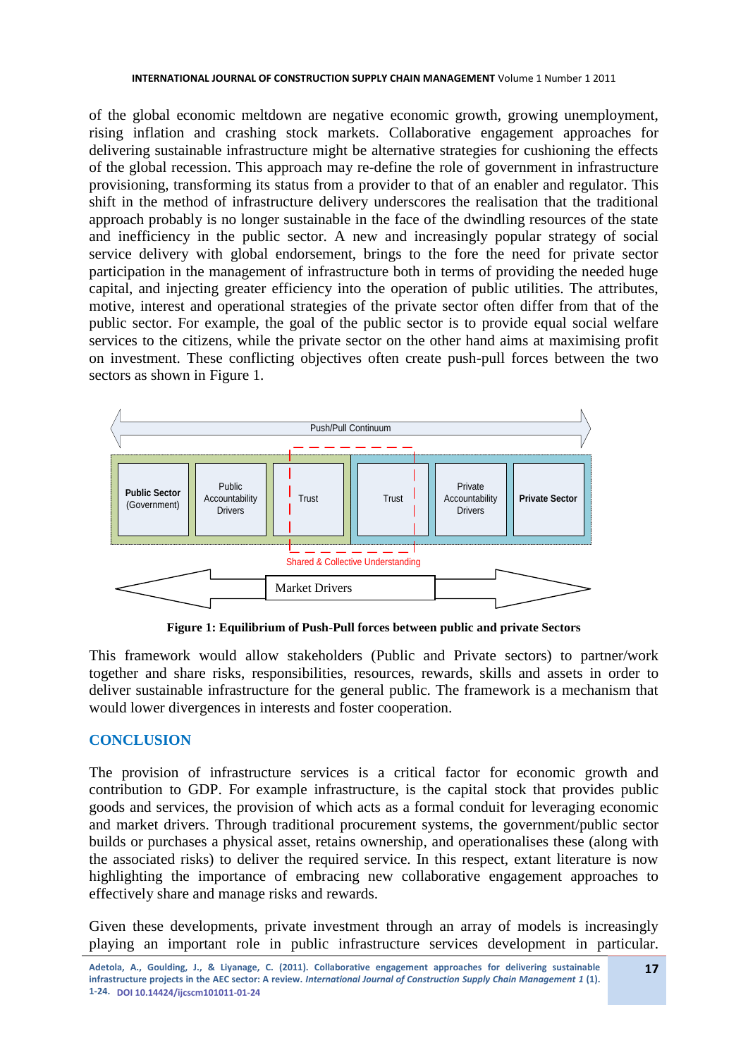of the global economic meltdown are negative economic growth, growing unemployment, rising inflation and crashing stock markets. Collaborative engagement approaches for delivering sustainable infrastructure might be alternative strategies for cushioning the effects of the global recession. This approach may re-define the role of government in infrastructure provisioning, transforming its status from a provider to that of an enabler and regulator. This shift in the method of infrastructure delivery underscores the realisation that the traditional approach probably is no longer sustainable in the face of the dwindling resources of the state and inefficiency in the public sector. A new and increasingly popular strategy of social service delivery with global endorsement, brings to the fore the need for private sector participation in the management of infrastructure both in terms of providing the needed huge capital, and injecting greater efficiency into the operation of public utilities. The attributes, motive, interest and operational strategies of the private sector often differ from that of the public sector. For example, the goal of the public sector is to provide equal social welfare services to the citizens, while the private sector on the other hand aims at maximising profit on investment. These conflicting objectives often create push-pull forces between the two sectors as shown in Figure 1.

Push/Pull Continuum

**Public Sector** (Government) | Public Accountability Drivers | Trust | Trust | Private Accountability Drivers | **Private Sector**

Shared & Collective Understanding

Market Drivers

**Figure 1: Equilibrium of Push-Pull forces between public and private Sectors**

This framework would allow stakeholders (Public and Private sectors) to partner/work together and share risks, responsibilities, resources, rewards, skills and assets in order to deliver sustainable infrastructure for the general public. The framework is a mechanism that would lower divergences in interests and foster cooperation.

## CONCLUSION

The provision of infrastructure services is a critical factor for economic growth and contribution to GDP. For example infrastructure, is the capital stock that provides public goods and services, the provision of which acts as a formal conduit for leveraging economic and market drivers. Through traditional procurement systems, the government/public sector builds or purchases a physical asset, retains ownership, and operationalises these (along with the associated risks) to deliver the required service. In this respect, extant literature is now highlighting the importance of embracing new collaborative engagement approaches to effectively share and manage risks and rewards.

Given these developments, private investment through an array of models is increasingly playing an important role in public infrastructure services development in particular.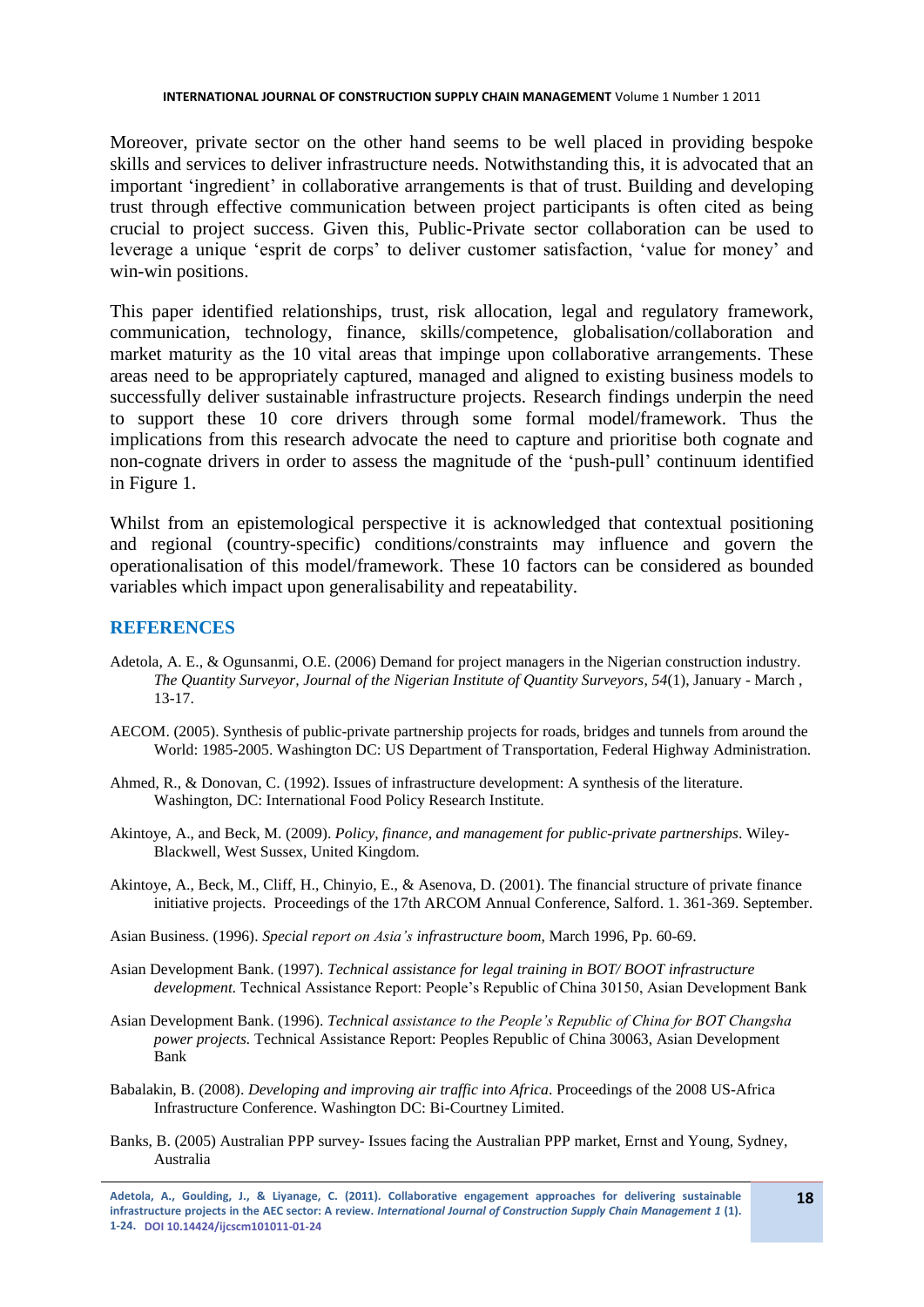Moreover, private sector on the other hand seems to be well placed in providing bespoke skills and services to deliver infrastructure needs. Notwithstanding this, it is advocated that an important 'ingredient' in collaborative arrangements is that of trust. Building and developing trust through effective communication between project participants is often cited as being crucial to project success. Given this, Public-Private sector collaboration can be used to leverage a unique 'esprit de corps' to deliver customer satisfaction, 'value for money' and win-win positions.

This paper identified relationships, trust, risk allocation, legal and regulatory framework, communication, technology, finance, skills/competence, globalisation/collaboration and market maturity as the 10 vital areas that impinge upon collaborative arrangements. These areas need to be appropriately captured, managed and aligned to existing business models to successfully deliver sustainable infrastructure projects. Research findings underpin the need to support these 10 core drivers through some formal model/framework. Thus the implications from this research advocate the need to capture and prioritise both cognate and non-cognate drivers in order to assess the magnitude of the 'push-pull' continuum identified in Figure 1.

Whilst from an epistemological perspective it is acknowledged that contextual positioning and regional (country-specific) conditions/constraints may influence and govern the operationalisation of this model/framework. These 10 factors can be considered as bounded variables which impact upon generalisability and repeatability.

## REFERENCES

Adetola, A. E., & Ogunsanmi, O.E. (2006) Demand for project managers in the Nigerian construction industry. *The Quantity Surveyor, Journal of the Nigerian Institute of Quantity Surveyors, 54*(1), January - March , 13-17.

AECOM. (2005). Synthesis of public-private partnership projects for roads, bridges and tunnels from around the World: 1985-2005. Washington DC: US Department of Transportation, Federal Highway Administration.

Ahmed, R., & Donovan, C. (1992). Issues of infrastructure development: A synthesis of the literature. Washington, DC: International Food Policy Research Institute.

Akintoye, A., and Beck, M. (2009). *Policy, finance, and management for public-private partnerships*. Wiley-Blackwell, West Sussex, United Kingdom.

Akintoye, A., Beck, M., Cliff, H., Chinyio, E., & Asenova, D. (2001). The financial structure of private finance initiative projects. Proceedings of the 17th ARCOM Annual Conference, Salford. 1. 361-369. September.

Asian Business. (1996). *Special report on Asia's infrastructure boom*, March 1996, Pp. 60-69.

Asian Development Bank. (1997). *Technical assistance for legal training in BOT/ BOOT infrastructure development.* Technical Assistance Report: People's Republic of China 30150, Asian Development Bank

Asian Development Bank. (1996). *Technical assistance to the People's Republic of China for BOT Changsha power projects.* Technical Assistance Report: Peoples Republic of China 30063, Asian Development Bank

Babalakin, B. (2008). *Developing and improving air traffic into Africa*. Proceedings of the 2008 US-Africa Infrastructure Conference. Washington DC: Bi-Courtney Limited.

Banks, B. (2005) Australian PPP survey- Issues facing the Australian PPP market, Ernst and Young, Sydney, Australia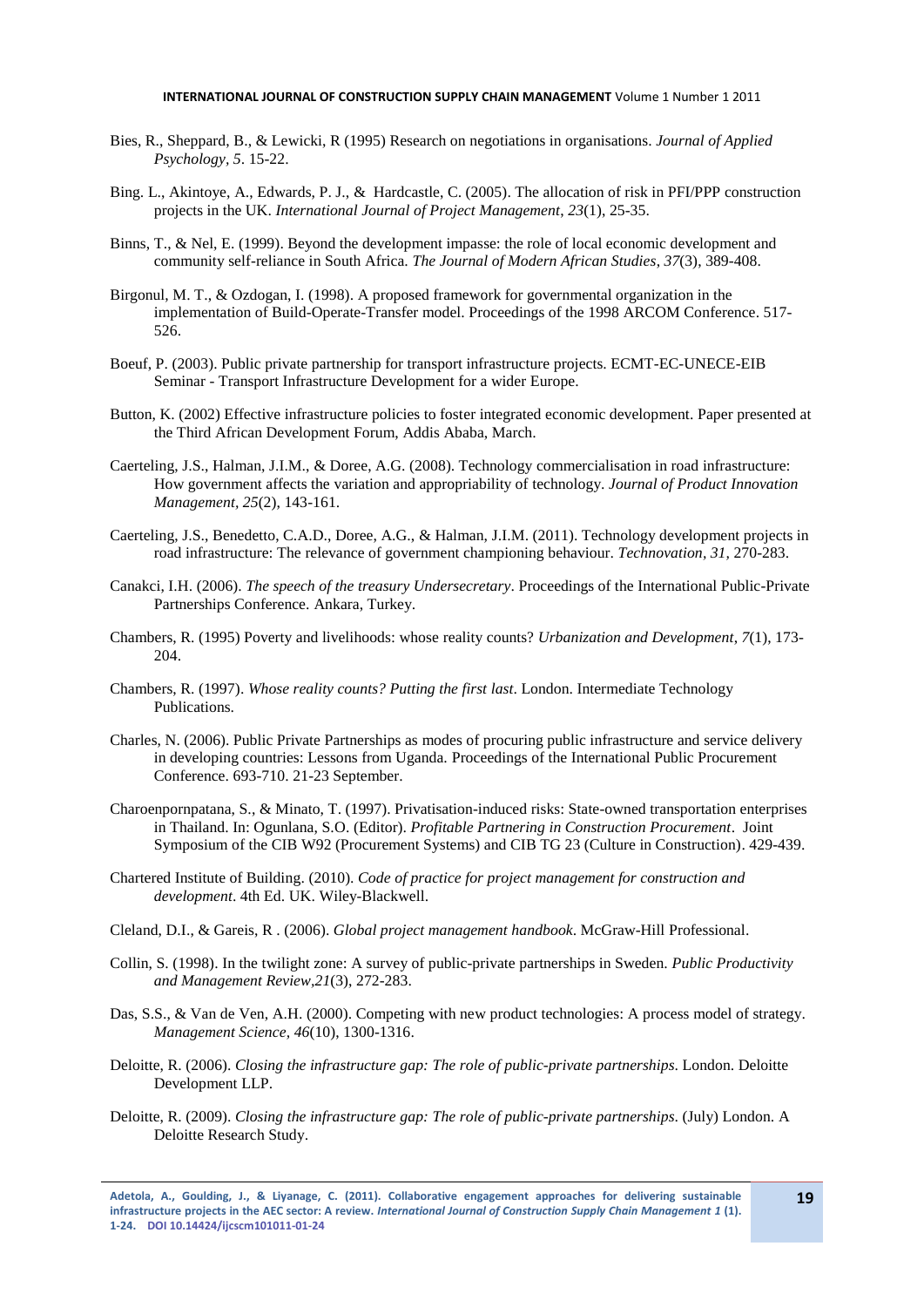Bies, R., Sheppard, B., & Lewicki, R (1995) Research on negotiations in organisations. *Journal of Applied Psychology, 5*. 15-22.

Bing. L., Akintoye, A., Edwards, P. J., & Hardcastle, C. (2005). The allocation of risk in PFI/PPP construction projects in the UK. *International Journal of Project Management, 23*(1), 25-35.

Binns, T., & Nel, E. (1999). Beyond the development impasse: the role of local economic development and community self-reliance in South Africa. *The Journal of Modern African Studies, 37*(3), 389-408.

Birgonul, M. T., & Ozdogan, I. (1998). A proposed framework for governmental organization in the implementation of Build-Operate-Transfer model. Proceedings of the 1998 ARCOM Conference. 517-526.

Boeuf, P. (2003). Public private partnership for transport infrastructure projects. ECMT-EC-UNECE-EIB Seminar - Transport Infrastructure Development for a wider Europe.

Button, K. (2002) Effective infrastructure policies to foster integrated economic development. Paper presented at the Third African Development Forum, Addis Ababa, March.

Caerteling, J.S., Halman, J.I.M., & Doree, A.G. (2008). Technology commercialisation in road infrastructure: How government affects the variation and appropriability of technology. *Journal of Product Innovation Management, 25*(2), 143-161.

Caerteling, J.S., Benedetto, C.A.D., Doree, A.G., & Halman, J.I.M. (2011). Technology development projects in road infrastructure: The relevance of government championing behaviour. *Technovation, 31,* 270-283.

Canakci, I.H. (2006). *The speech of the treasury Undersecretary*. Proceedings of the International Public-Private Partnerships Conference. Ankara, Turkey.

Chambers, R. (1995) Poverty and livelihoods: whose reality counts? *Urbanization and Development, 7*(1), 173-204.

Chambers, R. (1997). *Whose reality counts? Putting the first last*. London. Intermediate Technology Publications.

Charles, N. (2006). Public Private Partnerships as modes of procuring public infrastructure and service delivery in developing countries: Lessons from Uganda. Proceedings of the International Public Procurement Conference. 693-710. 21-23 September.

Charoenpornpatana, S., & Minato, T. (1997). Privatisation-induced risks: State-owned transportation enterprises in Thailand. In: Ogunlana, S.O. (Editor). *Profitable Partnering in Construction Procurement*. Joint Symposium of the CIB W92 (Procurement Systems) and CIB TG 23 (Culture in Construction). 429-439.

Chartered Institute of Building. (2010). *Code of practice for project management for construction and development*. 4th Ed. UK. Wiley-Blackwell.

Cleland, D.I., & Gareis, R . (2006). *Global project management handbook*. McGraw-Hill Professional.

Collin, S. (1998). In the twilight zone: A survey of public-private partnerships in Sweden. *Public Productivity and Management Review,21*(3), 272-283.

Das, S.S., & Van de Ven, A.H. (2000). Competing with new product technologies: A process model of strategy. *Management Science, 46*(10), 1300-1316.

Deloitte, R. (2006). *Closing the infrastructure gap: The role of public-private partnerships*. London. Deloitte Development LLP.

Deloitte, R. (2009). *Closing the infrastructure gap: The role of public-private partnerships.* (July) London. A Deloitte Research Study.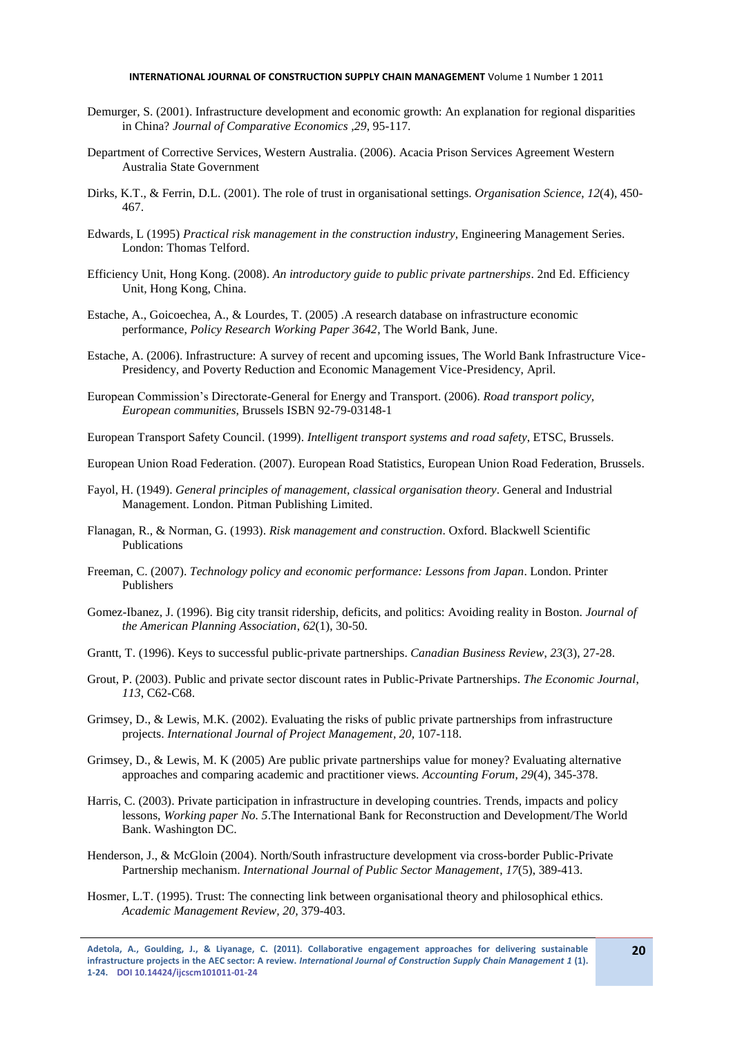Demurger, S. (2001). Infrastructure development and economic growth: An explanation for regional disparities in China? *Journal of Comparative Economics ,29*, 95-117.

Department of Corrective Services, Western Australia. (2006). Acacia Prison Services Agreement Western Australia State Government

Dirks, K.T., & Ferrin, D.L. (2001). The role of trust in organisational settings. *Organisation Science*, *12*(4), 450-467.

Edwards, L (1995) *Practical risk management in the construction industry,* Engineering Management Series. London: Thomas Telford.

Efficiency Unit, Hong Kong. (2008). *An introductory guide to public private partnerships*. 2nd Ed. Efficiency Unit, Hong Kong, China.

Estache, A., Goicoechea, A., & Lourdes, T. (2005) .A research database on infrastructure economic performance, *Policy Research Working Paper 3642*, The World Bank, June.

Estache, A. (2006). Infrastructure: A survey of recent and upcoming issues, The World Bank Infrastructure Vice-Presidency, and Poverty Reduction and Economic Management Vice-Presidency, April.

European Commission's Directorate-General for Energy and Transport. (2006). *Road transport policy, European communities*, Brussels ISBN 92-79-03148-1

European Transport Safety Council. (1999). *Intelligent transport systems and road safety*, ETSC, Brussels.

European Union Road Federation. (2007). European Road Statistics, European Union Road Federation, Brussels.

Fayol, H. (1949). *General principles of management, classical organisation theory*. General and Industrial Management. London. Pitman Publishing Limited.

Flanagan, R., & Norman, G. (1993). *Risk management and construction*. Oxford. Blackwell Scientific Publications

Freeman, C. (2007). *Technology policy and economic performance: Lessons from Japan*. London. Printer Publishers

Gomez-Ibanez, J. (1996). Big city transit ridership, deficits, and politics: Avoiding reality in Boston. *Journal of the American Planning Association*, *62*(1), 30-50.

Grantt, T. (1996). Keys to successful public-private partnerships. *Canadian Business Review*, *23*(3), 27-28.

Grout, P. (2003). Public and private sector discount rates in Public-Private Partnerships. *The Economic Journal, 113*, C62-C68.

Grimsey, D., & Lewis, M.K. (2002). Evaluating the risks of public private partnerships from infrastructure projects. *International Journal of Project Management*, *20,* 107-118.

Grimsey, D., & Lewis, M. K (2005) Are public private partnerships value for money? Evaluating alternative approaches and comparing academic and practitioner views. *Accounting Forum*, *29*(4), 345-378.

Harris, C. (2003). Private participation in infrastructure in developing countries. Trends, impacts and policy lessons, *Working paper No. 5*.The International Bank for Reconstruction and Development/The World Bank. Washington DC.

Henderson, J., & McGloin (2004). North/South infrastructure development via cross-border Public-Private Partnership mechanism. *International Journal of Public Sector Management*, *17*(5), 389-413.

Hosmer, L.T. (1995). Trust: The connecting link between organisational theory and philosophical ethics. *Academic Management Review, 20,* 379-403.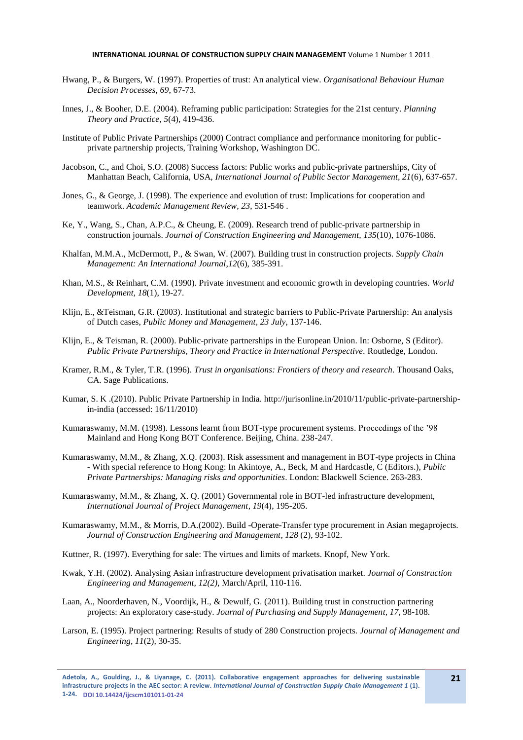Hwang, P., & Burgers, W. (1997). Properties of trust: An analytical view. *Organisational Behaviour Human Decision Processes, 69*, 67-73.

Innes, J., & Booher, D.E. (2004). Reframing public participation: Strategies for the 21st century. *Planning Theory and Practice*, *5*(4), 419-436.

Institute of Public Private Partnerships (2000) Contract compliance and performance monitoring for public-private partnership projects, Training Workshop, Washington DC.

Jacobson, C., and Choi, S.O. (2008) Success factors: Public works and public-private partnerships, City of Manhattan Beach, California, USA, *International Journal of Public Sector Management*, *21*(6), 637-657.

Jones, G., & George, J. (1998). The experience and evolution of trust: Implications for cooperation and teamwork. *Academic Management Review*, *23*, 531-546 .

Ke, Y., Wang, S., Chan, A.P.C., & Cheung, E. (2009). Research trend of public-private partnership in construction journals. *Journal of Construction Engineering and Management*, *135*(10), 1076-1086.

Khalfan, M.M.A., McDermott, P., & Swan, W. (2007). Building trust in construction projects. *Supply Chain Management: An International Journal,12*(6), 385-391.

Khan, M.S., & Reinhart, C.M. (1990). Private investment and economic growth in developing countries. *World Development*, *18*(1), 19-27.

Klijn, E., &Teisman, G.R. (2003). Institutional and strategic barriers to Public-Private Partnership: An analysis of Dutch cases, *Public Money and Management*, *23 July*, 137-146.

Klijn, E., & Teisman, R. (2000). Public-private partnerships in the European Union. In: Osborne, S (Editor). *Public Private Partnerships, Theory and Practice in International Perspective*. Routledge, London.

Kramer, R.M., & Tyler, T.R. (1996). *Trust in organisations: Frontiers of theory and research*. Thousand Oaks, CA. Sage Publications.

Kumar, S. K .(2010). Public Private Partnership in India. http://jurisonline.in/2010/11/public-private-partnership-in-india (accessed: 16/11/2010)

Kumaraswamy, M.M. (1998). Lessons learnt from BOT-type procurement systems. Proceedings of the '98 Mainland and Hong Kong BOT Conference. Beijing, China. 238-247.

Kumaraswamy, M.M., & Zhang, X.Q. (2003). Risk assessment and management in BOT-type projects in China - With special reference to Hong Kong: In Akintoye, A., Beck, M and Hardcastle, C (Editors.), *Public Private Partnerships: Managing risks and opportunities*. London: Blackwell Science. 263-283.

Kumaraswamy, M.M., & Zhang, X. Q. (2001) Governmental role in BOT-led infrastructure development, *International Journal of Project Management*, *19*(4), 195-205.

Kumaraswamy, M.M., & Morris, D.A.(2002). Build -Operate-Transfer type procurement in Asian megaprojects. *Journal of Construction Engineering and Management*, *128* (2), 93-102.

Kuttner, R. (1997). Everything for sale: The virtues and limits of markets. Knopf, New York.

Kwak, Y.H. (2002). Analysing Asian infrastructure development privatisation market. *Journal of Construction Engineering and Management, 12(2)*, March/April, 110-116.

Laan, A., Noorderhaven, N., Voordijk, H., & Dewulf, G. (2011). Building trust in construction partnering projects: An exploratory case-study. *Journal of Purchasing and Supply Management, 17*, 98-108.

Larson, E. (1995). Project partnering: Results of study of 280 Construction projects. *Journal of Management and Engineering, 11*(2), 30-35.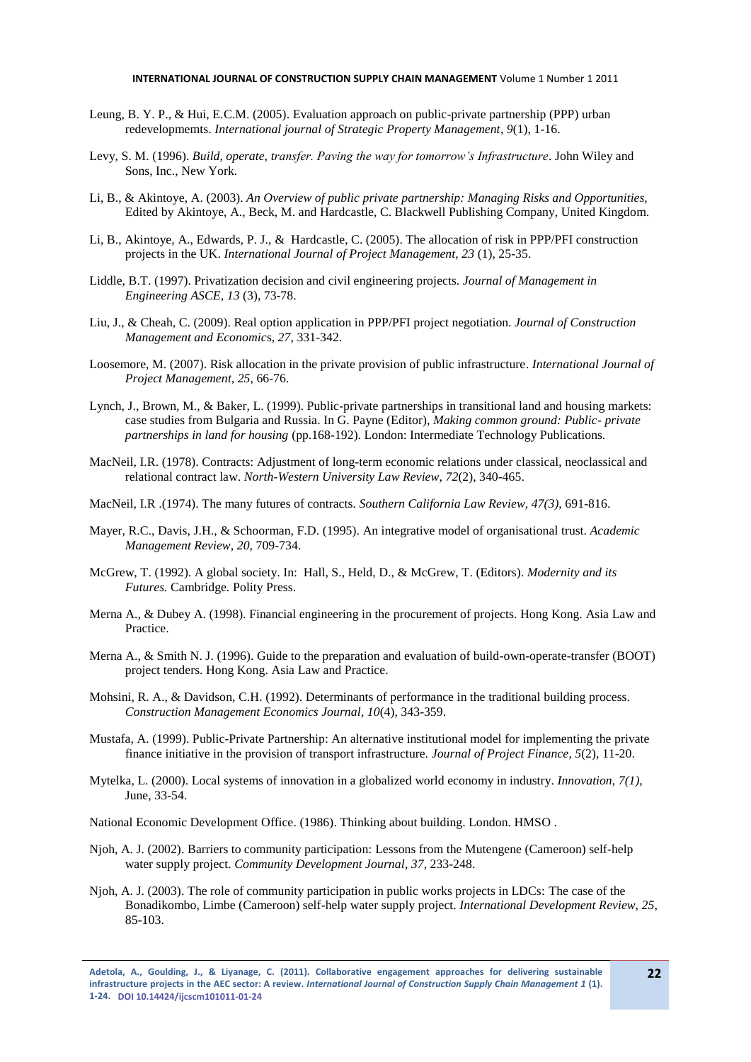Leung, B. Y. P., & Hui, E.C.M. (2005). Evaluation approach on public-private partnership (PPP) urban redevelopmemts. *International journal of Strategic Property Management*, *9*(1), 1-16.

Levy, S. M. (1996). *Build, operate, transfer. Paving the way for tomorrow's Infrastructure*. John Wiley and Sons, Inc., New York.

Li, B., & Akintoye, A. (2003). *An Overview of public private partnership: Managing Risks and Opportunities,* Edited by Akintoye, A., Beck, M. and Hardcastle, C. Blackwell Publishing Company, United Kingdom.

Li, B., Akintoye, A., Edwards, P. J., & Hardcastle, C. (2005). The allocation of risk in PPP/PFI construction projects in the UK. *International Journal of Project Management, 23* (1), 25-35.

Liddle, B.T. (1997). Privatization decision and civil engineering projects. *Journal of Management in Engineering ASCE, 13* (3), 73-78.

Liu, J., & Cheah, C. (2009). Real option application in PPP/PFI project negotiation. *Journal of Construction Management and Economics, 27,* 331-342.

Loosemore, M. (2007). Risk allocation in the private provision of public infrastructure. *International Journal of Project Management, 25*, 66-76.

Lynch, J., Brown, M., & Baker, L. (1999). Public-private partnerships in transitional land and housing markets: case studies from Bulgaria and Russia. In G. Payne (Editor), *Making common ground: Public- private partnerships in land for housing* (pp.168-192). London: Intermediate Technology Publications.

MacNeil, I.R. (1978). Contracts: Adjustment of long-term economic relations under classical, neoclassical and relational contract law. *North-Western University Law Review*, *72*(2), 340-465.

MacNeil, I.R .(1974). The many futures of contracts. *Southern California Law Review, 47(3)*, 691-816.

Mayer, R.C., Davis, J.H., & Schoorman, F.D. (1995). An integrative model of organisational trust. *Academic Management Review, 20,* 709-734.

McGrew, T. (1992). A global society. In: Hall, S., Held, D., & McGrew, T. (Editors). *Modernity and its Futures.* Cambridge. Polity Press.

Merna A., & Dubey A. (1998). Financial engineering in the procurement of projects. Hong Kong. Asia Law and Practice.

Merna A., & Smith N. J. (1996). Guide to the preparation and evaluation of build-own-operate-transfer (BOOT) project tenders. Hong Kong. Asia Law and Practice.

Mohsini, R. A., & Davidson, C.H. (1992). Determinants of performance in the traditional building process. *Construction Management Economics Journal, 10*(4), 343-359.

Mustafa, A. (1999). Public-Private Partnership: An alternative institutional model for implementing the private finance initiative in the provision of transport infrastructure. *Journal of Project Finance, 5*(2), 11-20.

Mytelka, L. (2000). Local systems of innovation in a globalized world economy in industry. *Innovation, 7(1),* June, 33-54.

National Economic Development Office. (1986). Thinking about building. London. HMSO .

Njoh, A. J. (2002). Barriers to community participation: Lessons from the Mutengene (Cameroon) self-help water supply project. *Community Development Journal, 37*, 233-248.

Njoh, A. J. (2003). The role of community participation in public works projects in LDCs: The case of the Bonadikombo, Limbe (Cameroon) self-help water supply project. *International Development Review, 25*, 85-103.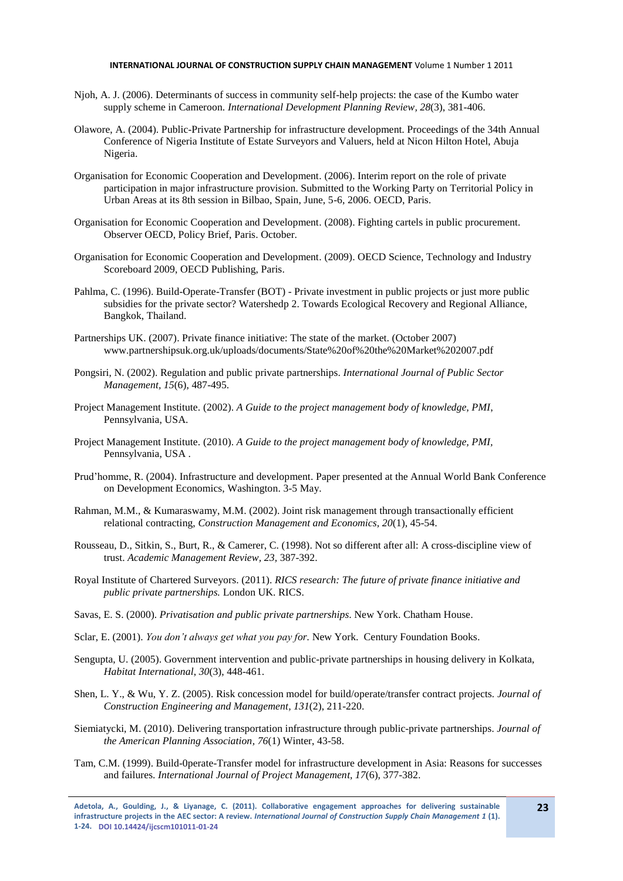Njoh, A. J. (2006). Determinants of success in community self-help projects: the case of the Kumbo water supply scheme in Cameroon. *International Development Planning Review, 28*(3), 381-406.

Olawore, A. (2004). Public-Private Partnership for infrastructure development. Proceedings of the 34th Annual Conference of Nigeria Institute of Estate Surveyors and Valuers, held at Nicon Hilton Hotel, Abuja Nigeria.

Organisation for Economic Cooperation and Development. (2006). Interim report on the role of private participation in major infrastructure provision. Submitted to the Working Party on Territorial Policy in Urban Areas at its 8th session in Bilbao, Spain, June, 5-6, 2006. OECD, Paris.

Organisation for Economic Cooperation and Development. (2008). Fighting cartels in public procurement. Observer OECD, Policy Brief, Paris. October.

Organisation for Economic Cooperation and Development. (2009). OECD Science, Technology and Industry Scoreboard 2009, OECD Publishing, Paris.

Pahlma, C. (1996). Build-Operate-Transfer (BOT) - Private investment in public projects or just more public subsidies for the private sector? Watershedp 2. Towards Ecological Recovery and Regional Alliance, Bangkok, Thailand.

Partnerships UK. (2007). Private finance initiative: The state of the market. (October 2007) www.partnershipsuk.org.uk/uploads/documents/State%20of%20the%20Market%202007.pdf

Pongsiri, N. (2002). Regulation and public private partnerships. *International Journal of Public Sector Management, 15*(6), 487-495.

Project Management Institute. (2002). *A Guide to the project management body of knowledge, PMI*, Pennsylvania, USA.

Project Management Institute. (2010). *A Guide to the project management body of knowledge, PMI*, Pennsylvania, USA .

Prud'homme, R. (2004). Infrastructure and development. Paper presented at the Annual World Bank Conference on Development Economics, Washington. 3-5 May.

Rahman, M.M., & Kumaraswamy, M.M. (2002). Joint risk management through transactionally efficient relational contracting, *Construction Management and Economics, 20*(1), 45-54.

Rousseau, D., Sitkin, S., Burt, R., & Camerer, C. (1998). Not so different after all: A cross-discipline view of trust. *Academic Management Review, 23,* 387-392.

Royal Institute of Chartered Surveyors. (2011). *RICS research: The future of private finance initiative and public private partnerships.* London UK. RICS.

Savas, E. S. (2000). *Privatisation and public private partnerships.* New York. Chatham House.

Sclar, E. (2001). *You don't always get what you pay for.* New York. Century Foundation Books.

Sengupta, U. (2005). Government intervention and public-private partnerships in housing delivery in Kolkata, *Habitat International, 30*(3), 448-461.

Shen, L. Y., & Wu, Y. Z. (2005). Risk concession model for build/operate/transfer contract projects. *Journal of Construction Engineering and Management, 131*(2), 211-220.

Siemiatycki, M. (2010). Delivering transportation infrastructure through public-private partnerships. *Journal of the American Planning Association, 76*(1) Winter, 43-58.

Tam, C.M. (1999). Build-0perate-Transfer model for infrastructure development in Asia: Reasons for successes and failures. *International Journal of Project Management, 17*(6), 377-382.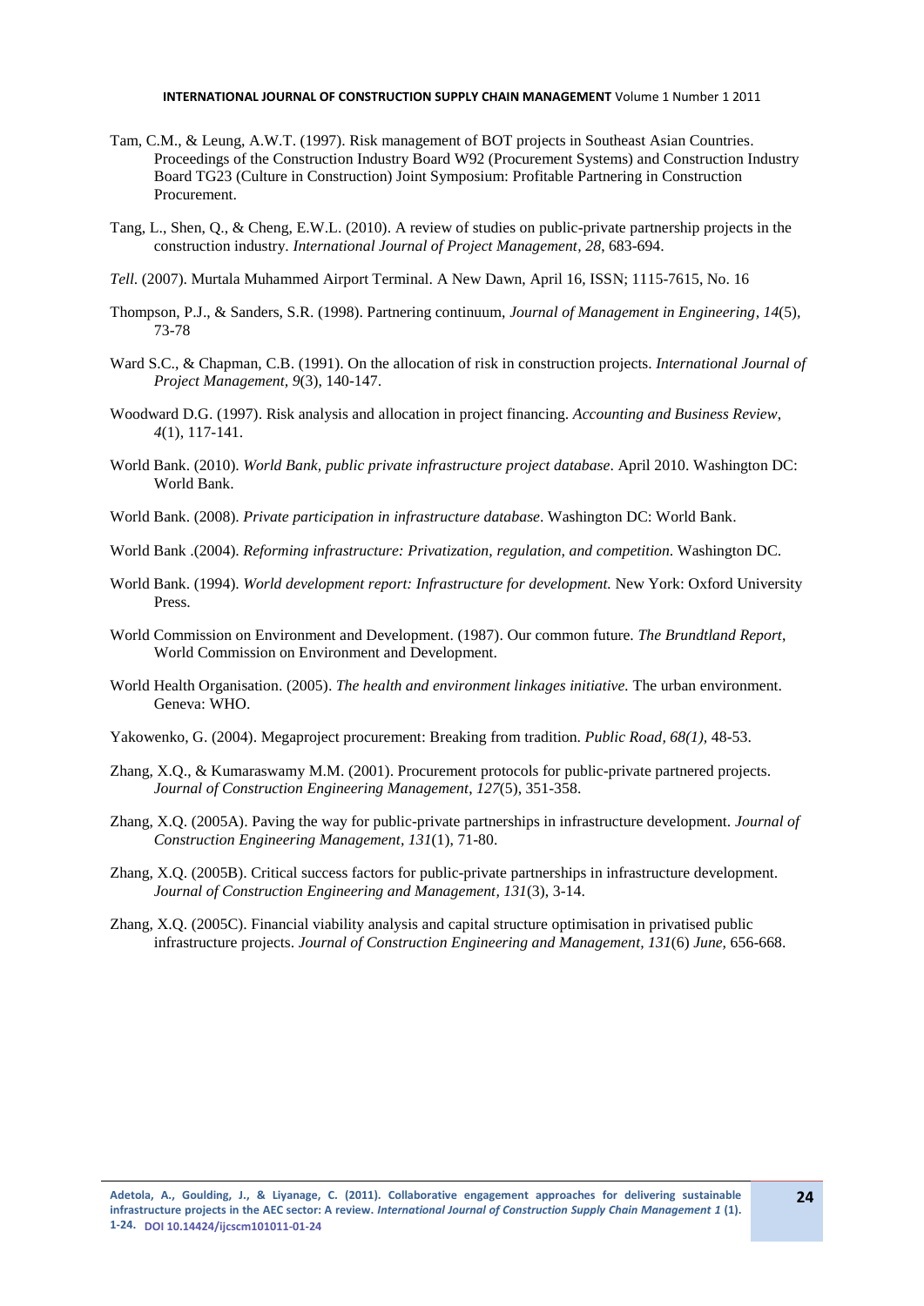Tam, C.M., & Leung, A.W.T. (1997). Risk management of BOT projects in Southeast Asian Countries. Proceedings of the Construction Industry Board W92 (Procurement Systems) and Construction Industry Board TG23 (Culture in Construction) Joint Symposium: Profitable Partnering in Construction Procurement.

Tang, L., Shen, Q., & Cheng, E.W.L. (2010). A review of studies on public-private partnership projects in the construction industry. *International Journal of Project Management, 28*, 683-694.

*Tell*. (2007). Murtala Muhammed Airport Terminal. A New Dawn, April 16, ISSN; 1115-7615, No. 16

Thompson, P.J., & Sanders, S.R. (1998). Partnering continuum, *Journal of Management in Engineering, 14*(5), 73-78

Ward S.C., & Chapman, C.B. (1991). On the allocation of risk in construction projects. *International Journal of Project Management, 9*(3), 140-147.

Woodward D.G. (1997). Risk analysis and allocation in project financing. *Accounting and Business Review, 4*(1), 117-141.

World Bank. (2010). *World Bank, public private infrastructure project database*. April 2010. Washington DC: World Bank.

World Bank. (2008). *Private participation in infrastructure database*. Washington DC: World Bank.

World Bank .(2004). *Reforming infrastructure: Privatization, regulation, and competition*. Washington DC.

World Bank. (1994). *World development report: Infrastructure for development.* New York: Oxford University Press.

World Commission on Environment and Development. (1987). Our common future. *The Brundtland Report*, World Commission on Environment and Development.

World Health Organisation. (2005). *The health and environment linkages initiative.* The urban environment. Geneva: WHO.

Yakowenko, G. (2004). Megaproject procurement: Breaking from tradition. *Public Road, 68(1)*, 48-53.

Zhang, X.Q., & Kumaraswamy M.M. (2001). Procurement protocols for public-private partnered projects. *Journal of Construction Engineering Management, 127*(5), 351-358.

Zhang, X.Q. (2005A). Paving the way for public-private partnerships in infrastructure development. *Journal of Construction Engineering Management, 131*(1), 71-80.

Zhang, X.Q. (2005B). Critical success factors for public-private partnerships in infrastructure development. *Journal of Construction Engineering and Management, 131*(3), 3-14.

Zhang, X.Q. (2005C). Financial viability analysis and capital structure optimisation in privatised public infrastructure projects. *Journal of Construction Engineering and Management, 131*(6) *June,* 656-668.